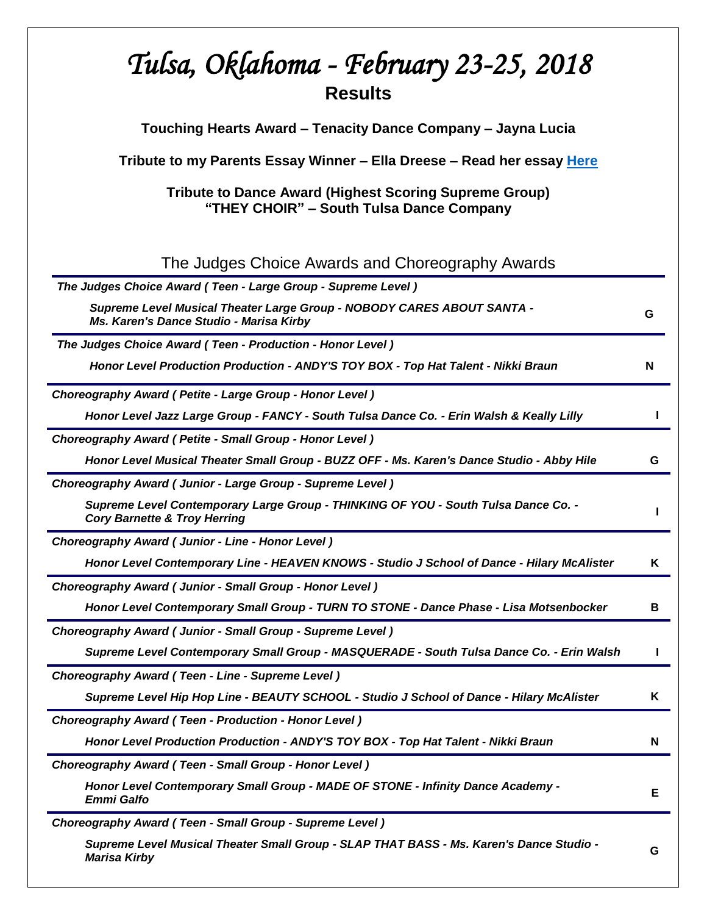# *Tulsa, Oklahoma - February 23-25, 2018*

## Results

**Touching Hearts Award – Tenacity Dance Company – Jayna Lucia**

**Tribute to my Parents Essay Winner – Ella Dreese – Read her essay Here**

**Tribute to Dance Award (Highest Scoring Supreme Group)**
**"THEY CHOIR" – South Tulsa Dance Company**

### The Judges Choice Awards and Choreography Awards

***The Judges Choice Award ( Teen - Large Group - Supreme Level )***

| | |
|---|---|
| ***Supreme Level Musical Theater Large Group - NOBODY CARES ABOUT SANTA - Ms. Karen's Dance Studio - Marisa Kirby*** | **G** |

***The Judges Choice Award ( Teen - Production - Honor Level )***

| | |
|---|---|
| ***Honor Level Production Production - ANDY'S TOY BOX - Top Hat Talent - Nikki Braun*** | **N** |

***Choreography Award ( Petite - Large Group - Honor Level )***

| | |
|---|---|
| ***Honor Level Jazz Large Group - FANCY - South Tulsa Dance Co. - Erin Walsh & Keally Lilly*** | **I** |

***Choreography Award ( Petite - Small Group - Honor Level )***

| | |
|---|---|
| ***Honor Level Musical Theater Small Group - BUZZ OFF - Ms. Karen's Dance Studio - Abby Hile*** | **G** |

***Choreography Award ( Junior - Large Group - Supreme Level )***

| | |
|---|---|
| ***Supreme Level Contemporary Large Group - THINKING OF YOU - South Tulsa Dance Co. - Cory Barnette & Troy Herring*** | **I** |

***Choreography Award ( Junior - Line - Honor Level )***

| | |
|---|---|
| ***Honor Level Contemporary Line - HEAVEN KNOWS - Studio J School of Dance - Hilary McAlister*** | **K** |

***Choreography Award ( Junior - Small Group - Honor Level )***

| | |
|---|---|
| ***Honor Level Contemporary Small Group - TURN TO STONE - Dance Phase - Lisa Motsenbocker*** | **B** |

***Choreography Award ( Junior - Small Group - Supreme Level )***

| | |
|---|---|
| ***Supreme Level Contemporary Small Group - MASQUERADE - South Tulsa Dance Co. - Erin Walsh*** | **I** |

***Choreography Award ( Teen - Line - Supreme Level )***

| | |
|---|---|
| ***Supreme Level Hip Hop Line - BEAUTY SCHOOL - Studio J School of Dance - Hilary McAlister*** | **K** |

***Choreography Award ( Teen - Production - Honor Level )***

| | |
|---|---|
| ***Honor Level Production Production - ANDY'S TOY BOX - Top Hat Talent - Nikki Braun*** | **N** |

***Choreography Award ( Teen - Small Group - Honor Level )***

| | |
|---|---|
| ***Honor Level Contemporary Small Group - MADE OF STONE - Infinity Dance Academy - Emmi Galfo*** | **E** |

***Choreography Award ( Teen - Small Group - Supreme Level )***

| | |
|---|---|
| ***Supreme Level Musical Theater Small Group - SLAP THAT BASS - Ms. Karen's Dance Studio - Marisa Kirby*** | **G** |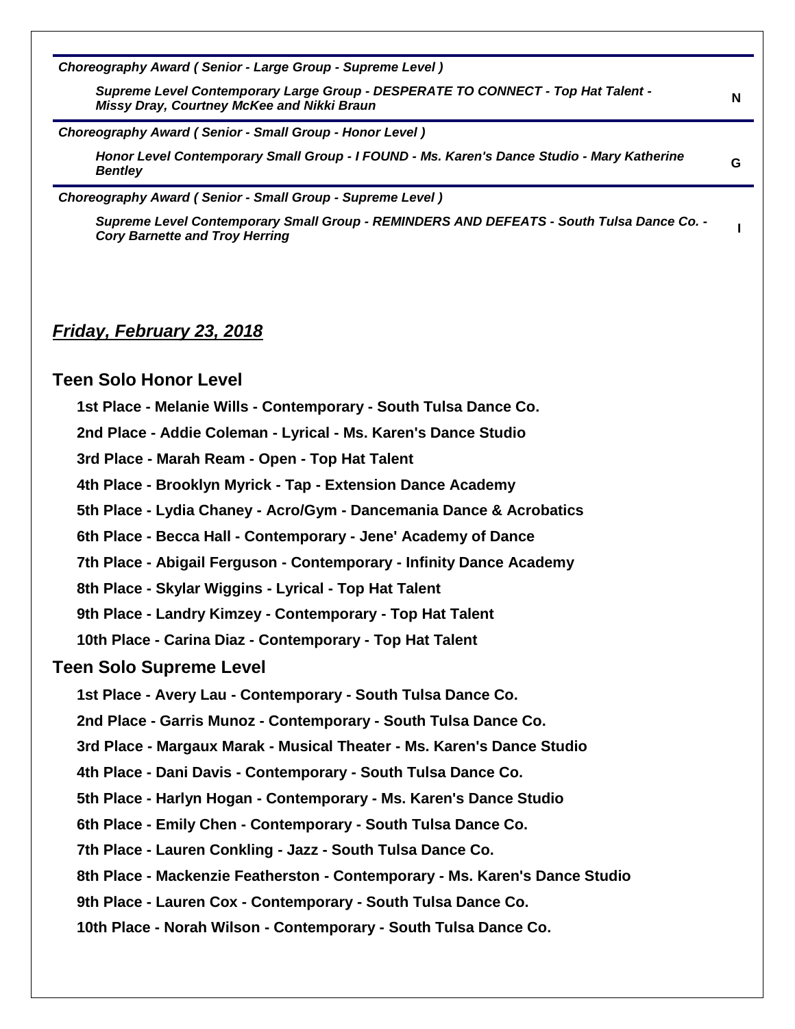*Choreography Award ( Senior - Large Group - Supreme Level )*

*Supreme Level Contemporary Large Group - DESPERATE TO CONNECT - Top Hat Talent - Missy Dray, Courtney McKee and Nikki Braun* **N**

*Choreography Award ( Senior - Small Group - Honor Level )*

*Honor Level Contemporary Small Group - I FOUND - Ms. Karen's Dance Studio - Mary Katherine Bentley* **G**

*Choreography Award ( Senior - Small Group - Supreme Level )*

*Supreme Level Contemporary Small Group - REMINDERS AND DEFEATS - South Tulsa Dance Co. - Cory Barnette and Troy Herring* **I**

## *Friday, February 23, 2018*

### Teen Solo Honor Level

**1st Place - Melanie Wills - Contemporary - South Tulsa Dance Co.**

**2nd Place - Addie Coleman - Lyrical - Ms. Karen's Dance Studio**

**3rd Place - Marah Ream - Open - Top Hat Talent**

**4th Place - Brooklyn Myrick - Tap - Extension Dance Academy**

**5th Place - Lydia Chaney - Acro/Gym - Dancemania Dance & Acrobatics**

**6th Place - Becca Hall - Contemporary - Jene' Academy of Dance**

**7th Place - Abigail Ferguson - Contemporary - Infinity Dance Academy**

**8th Place - Skylar Wiggins - Lyrical - Top Hat Talent**

**9th Place - Landry Kimzey - Contemporary - Top Hat Talent**

**10th Place - Carina Diaz - Contemporary - Top Hat Talent**

### Teen Solo Supreme Level

**1st Place - Avery Lau - Contemporary - South Tulsa Dance Co.**

**2nd Place - Garris Munoz - Contemporary - South Tulsa Dance Co.**

**3rd Place - Margaux Marak - Musical Theater - Ms. Karen's Dance Studio**

**4th Place - Dani Davis - Contemporary - South Tulsa Dance Co.**

**5th Place - Harlyn Hogan - Contemporary - Ms. Karen's Dance Studio**

**6th Place - Emily Chen - Contemporary - South Tulsa Dance Co.**

**7th Place - Lauren Conkling - Jazz - South Tulsa Dance Co.**

**8th Place - Mackenzie Featherston - Contemporary - Ms. Karen's Dance Studio**

**9th Place - Lauren Cox - Contemporary - South Tulsa Dance Co.**

**10th Place - Norah Wilson - Contemporary - South Tulsa Dance Co.**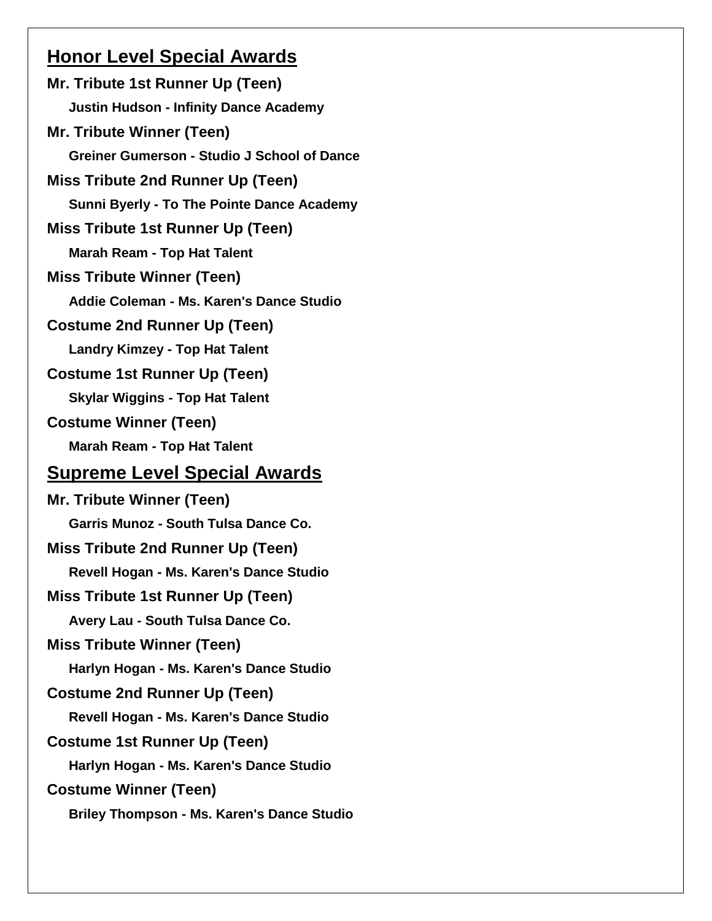## Honor Level Special Awards

**Mr. Tribute 1st Runner Up (Teen)**

**Justin Hudson - Infinity Dance Academy**

**Mr. Tribute Winner (Teen)**

**Greiner Gumerson - Studio J School of Dance**

**Miss Tribute 2nd Runner Up (Teen)**

**Sunni Byerly - To The Pointe Dance Academy**

**Miss Tribute 1st Runner Up (Teen)**

**Marah Ream - Top Hat Talent**

**Miss Tribute Winner (Teen)**

**Addie Coleman - Ms. Karen's Dance Studio**

**Costume 2nd Runner Up (Teen)**

**Landry Kimzey - Top Hat Talent**

**Costume 1st Runner Up (Teen)**

**Skylar Wiggins - Top Hat Talent**

**Costume Winner (Teen)**

**Marah Ream - Top Hat Talent**

## Supreme Level Special Awards

**Mr. Tribute Winner (Teen)**

**Garris Munoz - South Tulsa Dance Co.**

**Miss Tribute 2nd Runner Up (Teen)**

**Revell Hogan - Ms. Karen's Dance Studio**

**Miss Tribute 1st Runner Up (Teen)**

**Avery Lau - South Tulsa Dance Co.**

**Miss Tribute Winner (Teen)**

**Harlyn Hogan - Ms. Karen's Dance Studio**

**Costume 2nd Runner Up (Teen)**

**Revell Hogan - Ms. Karen's Dance Studio**

**Costume 1st Runner Up (Teen)**

**Harlyn Hogan - Ms. Karen's Dance Studio**

**Costume Winner (Teen)**

**Briley Thompson - Ms. Karen's Dance Studio**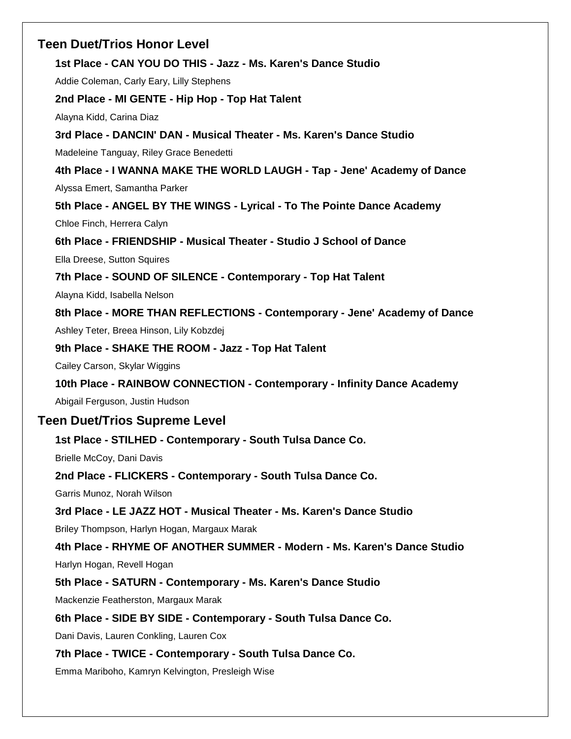## Teen Duet/Trios Honor Level

**1st Place - CAN YOU DO THIS - Jazz - Ms. Karen's Dance Studio**

Addie Coleman, Carly Eary, Lilly Stephens

**2nd Place - MI GENTE - Hip Hop - Top Hat Talent**

Alayna Kidd, Carina Diaz

**3rd Place - DANCIN' DAN - Musical Theater - Ms. Karen's Dance Studio**

Madeleine Tanguay, Riley Grace Benedetti

**4th Place - I WANNA MAKE THE WORLD LAUGH - Tap - Jene' Academy of Dance**

Alyssa Emert, Samantha Parker

**5th Place - ANGEL BY THE WINGS - Lyrical - To The Pointe Dance Academy**

Chloe Finch, Herrera Calyn

**6th Place - FRIENDSHIP - Musical Theater - Studio J School of Dance**

Ella Dreese, Sutton Squires

**7th Place - SOUND OF SILENCE - Contemporary - Top Hat Talent**

Alayna Kidd, Isabella Nelson

**8th Place - MORE THAN REFLECTIONS - Contemporary - Jene' Academy of Dance**

Ashley Teter, Breea Hinson, Lily Kobzdej

**9th Place - SHAKE THE ROOM - Jazz - Top Hat Talent**

Cailey Carson, Skylar Wiggins

**10th Place - RAINBOW CONNECTION - Contemporary - Infinity Dance Academy**

Abigail Ferguson, Justin Hudson

## Teen Duet/Trios Supreme Level

**1st Place - STILHED - Contemporary - South Tulsa Dance Co.**

Brielle McCoy, Dani Davis

**2nd Place - FLICKERS - Contemporary - South Tulsa Dance Co.**

Garris Munoz, Norah Wilson

**3rd Place - LE JAZZ HOT - Musical Theater - Ms. Karen's Dance Studio**

Briley Thompson, Harlyn Hogan, Margaux Marak

**4th Place - RHYME OF ANOTHER SUMMER - Modern - Ms. Karen's Dance Studio**

Harlyn Hogan, Revell Hogan

**5th Place - SATURN - Contemporary - Ms. Karen's Dance Studio**

Mackenzie Featherston, Margaux Marak

**6th Place - SIDE BY SIDE - Contemporary - South Tulsa Dance Co.**

Dani Davis, Lauren Conkling, Lauren Cox

**7th Place - TWICE - Contemporary - South Tulsa Dance Co.**

Emma Mariboho, Kamryn Kelvington, Presleigh Wise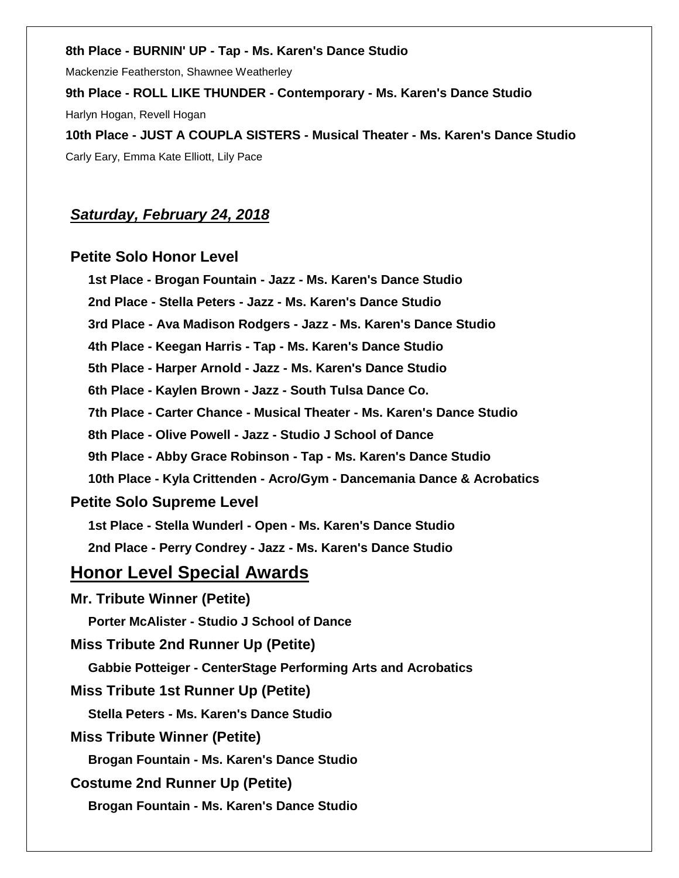**8th Place - BURNIN' UP - Tap - Ms. Karen's Dance Studio**

Mackenzie Featherston, Shawnee Weatherley

**9th Place - ROLL LIKE THUNDER - Contemporary - Ms. Karen's Dance Studio**

Harlyn Hogan, Revell Hogan

**10th Place - JUST A COUPLA SISTERS - Musical Theater - Ms. Karen's Dance Studio**

Carly Eary, Emma Kate Elliott, Lily Pace

## ***Saturday, February 24, 2018***

### Petite Solo Honor Level

**1st Place - Brogan Fountain - Jazz - Ms. Karen's Dance Studio**

**2nd Place - Stella Peters - Jazz - Ms. Karen's Dance Studio**

**3rd Place - Ava Madison Rodgers - Jazz - Ms. Karen's Dance Studio**

**4th Place - Keegan Harris - Tap - Ms. Karen's Dance Studio**

**5th Place - Harper Arnold - Jazz - Ms. Karen's Dance Studio**

**6th Place - Kaylen Brown - Jazz - South Tulsa Dance Co.**

**7th Place - Carter Chance - Musical Theater - Ms. Karen's Dance Studio**

**8th Place - Olive Powell - Jazz - Studio J School of Dance**

**9th Place - Abby Grace Robinson - Tap - Ms. Karen's Dance Studio**

**10th Place - Kyla Crittenden - Acro/Gym - Dancemania Dance & Acrobatics**

### Petite Solo Supreme Level

**1st Place - Stella Wunderl - Open - Ms. Karen's Dance Studio**

**2nd Place - Perry Condrey - Jazz - Ms. Karen's Dance Studio**

## Honor Level Special Awards

### Mr. Tribute Winner (Petite)

**Porter McAlister - Studio J School of Dance**

### Miss Tribute 2nd Runner Up (Petite)

**Gabbie Potteiger - CenterStage Performing Arts and Acrobatics**

### Miss Tribute 1st Runner Up (Petite)

**Stella Peters - Ms. Karen's Dance Studio**

### Miss Tribute Winner (Petite)

**Brogan Fountain - Ms. Karen's Dance Studio**

### Costume 2nd Runner Up (Petite)

**Brogan Fountain - Ms. Karen's Dance Studio**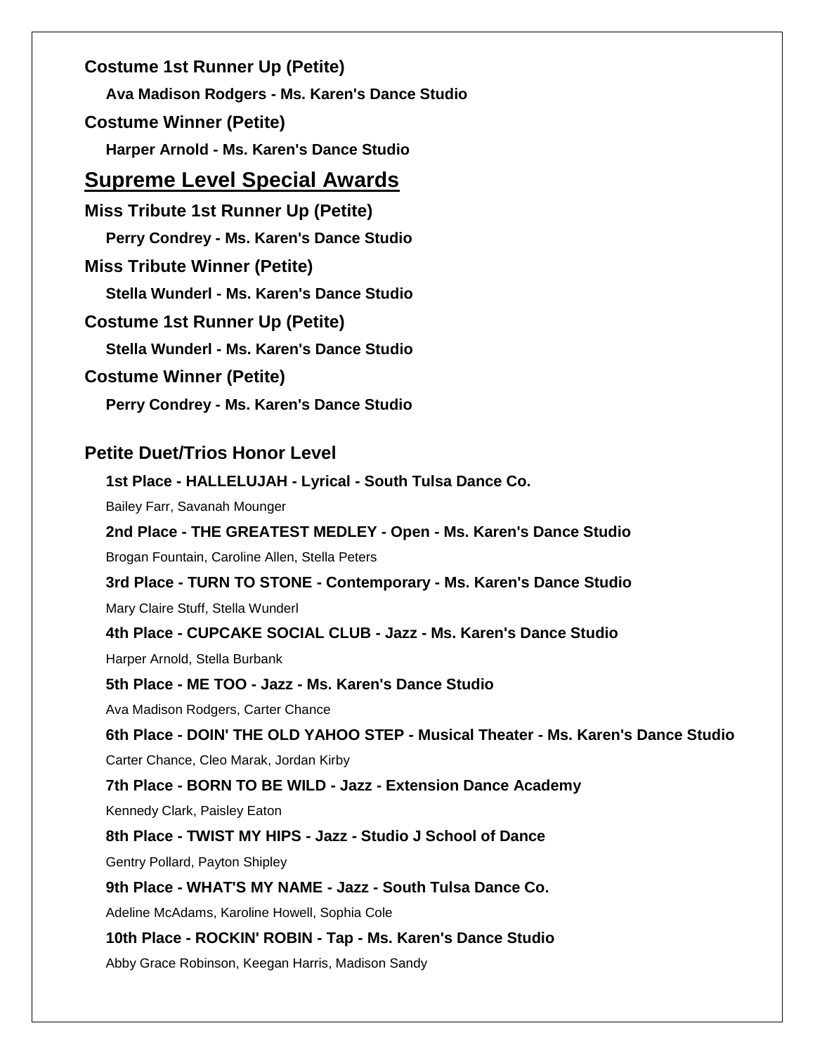**Costume 1st Runner Up (Petite)**

**Ava Madison Rodgers - Ms. Karen's Dance Studio**

**Costume Winner (Petite)**

**Harper Arnold - Ms. Karen's Dance Studio**

## Supreme Level Special Awards

**Miss Tribute 1st Runner Up (Petite)**

**Perry Condrey - Ms. Karen's Dance Studio**

**Miss Tribute Winner (Petite)**

**Stella Wunderl - Ms. Karen's Dance Studio**

**Costume 1st Runner Up (Petite)**

**Stella Wunderl - Ms. Karen's Dance Studio**

**Costume Winner (Petite)**

**Perry Condrey - Ms. Karen's Dance Studio**

### Petite Duet/Trios Honor Level

**1st Place - HALLELUJAH - Lyrical - South Tulsa Dance Co.**

Bailey Farr, Savanah Mounger

**2nd Place - THE GREATEST MEDLEY - Open - Ms. Karen's Dance Studio**

Brogan Fountain, Caroline Allen, Stella Peters

**3rd Place - TURN TO STONE - Contemporary - Ms. Karen's Dance Studio**

Mary Claire Stuff, Stella Wunderl

**4th Place - CUPCAKE SOCIAL CLUB - Jazz - Ms. Karen's Dance Studio**

Harper Arnold, Stella Burbank

**5th Place - ME TOO - Jazz - Ms. Karen's Dance Studio**

Ava Madison Rodgers, Carter Chance

**6th Place - DOIN' THE OLD YAHOO STEP - Musical Theater - Ms. Karen's Dance Studio**

Carter Chance, Cleo Marak, Jordan Kirby

**7th Place - BORN TO BE WILD - Jazz - Extension Dance Academy**

Kennedy Clark, Paisley Eaton

**8th Place - TWIST MY HIPS - Jazz - Studio J School of Dance**

Gentry Pollard, Payton Shipley

**9th Place - WHAT'S MY NAME - Jazz - South Tulsa Dance Co.**

Adeline McAdams, Karoline Howell, Sophia Cole

**10th Place - ROCKIN' ROBIN - Tap - Ms. Karen's Dance Studio**

Abby Grace Robinson, Keegan Harris, Madison Sandy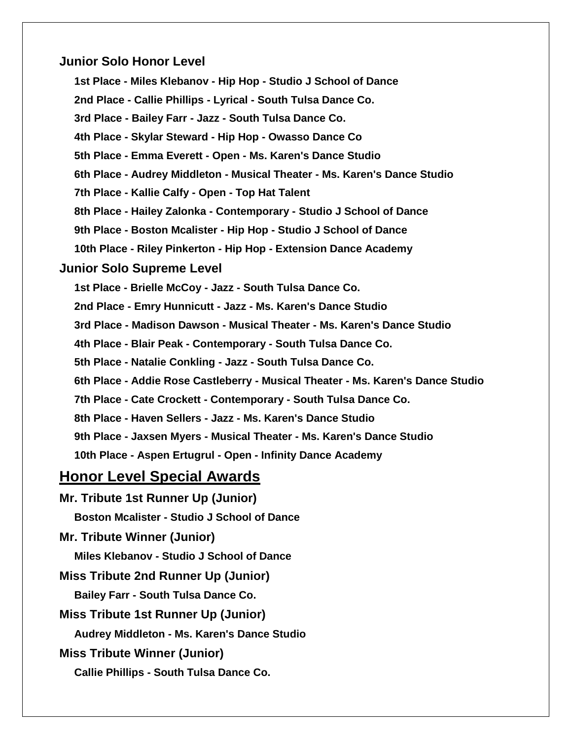### Junior Solo Honor Level

**1st Place - Miles Klebanov - Hip Hop - Studio J School of Dance**

**2nd Place - Callie Phillips - Lyrical - South Tulsa Dance Co.**

**3rd Place - Bailey Farr - Jazz - South Tulsa Dance Co.**

**4th Place - Skylar Steward - Hip Hop - Owasso Dance Co**

**5th Place - Emma Everett - Open - Ms. Karen's Dance Studio**

**6th Place - Audrey Middleton - Musical Theater - Ms. Karen's Dance Studio**

**7th Place - Kallie Calfy - Open - Top Hat Talent**

**8th Place - Hailey Zalonka - Contemporary - Studio J School of Dance**

**9th Place - Boston Mcalister - Hip Hop - Studio J School of Dance**

**10th Place - Riley Pinkerton - Hip Hop - Extension Dance Academy**

### Junior Solo Supreme Level

**1st Place - Brielle McCoy - Jazz - South Tulsa Dance Co.**

**2nd Place - Emry Hunnicutt - Jazz - Ms. Karen's Dance Studio**

**3rd Place - Madison Dawson - Musical Theater - Ms. Karen's Dance Studio**

**4th Place - Blair Peak - Contemporary - South Tulsa Dance Co.**

**5th Place - Natalie Conkling - Jazz - South Tulsa Dance Co.**

**6th Place - Addie Rose Castleberry - Musical Theater - Ms. Karen's Dance Studio**

**7th Place - Cate Crockett - Contemporary - South Tulsa Dance Co.**

**8th Place - Haven Sellers - Jazz - Ms. Karen's Dance Studio**

**9th Place - Jaxsen Myers - Musical Theater - Ms. Karen's Dance Studio**

**10th Place - Aspen Ertugrul - Open - Infinity Dance Academy**

## Honor Level Special Awards

### Mr. Tribute 1st Runner Up (Junior)

**Boston Mcalister - Studio J School of Dance**

### Mr. Tribute Winner (Junior)

**Miles Klebanov - Studio J School of Dance**

### Miss Tribute 2nd Runner Up (Junior)

**Bailey Farr - South Tulsa Dance Co.**

### Miss Tribute 1st Runner Up (Junior)

**Audrey Middleton - Ms. Karen's Dance Studio**

### Miss Tribute Winner (Junior)

**Callie Phillips - South Tulsa Dance Co.**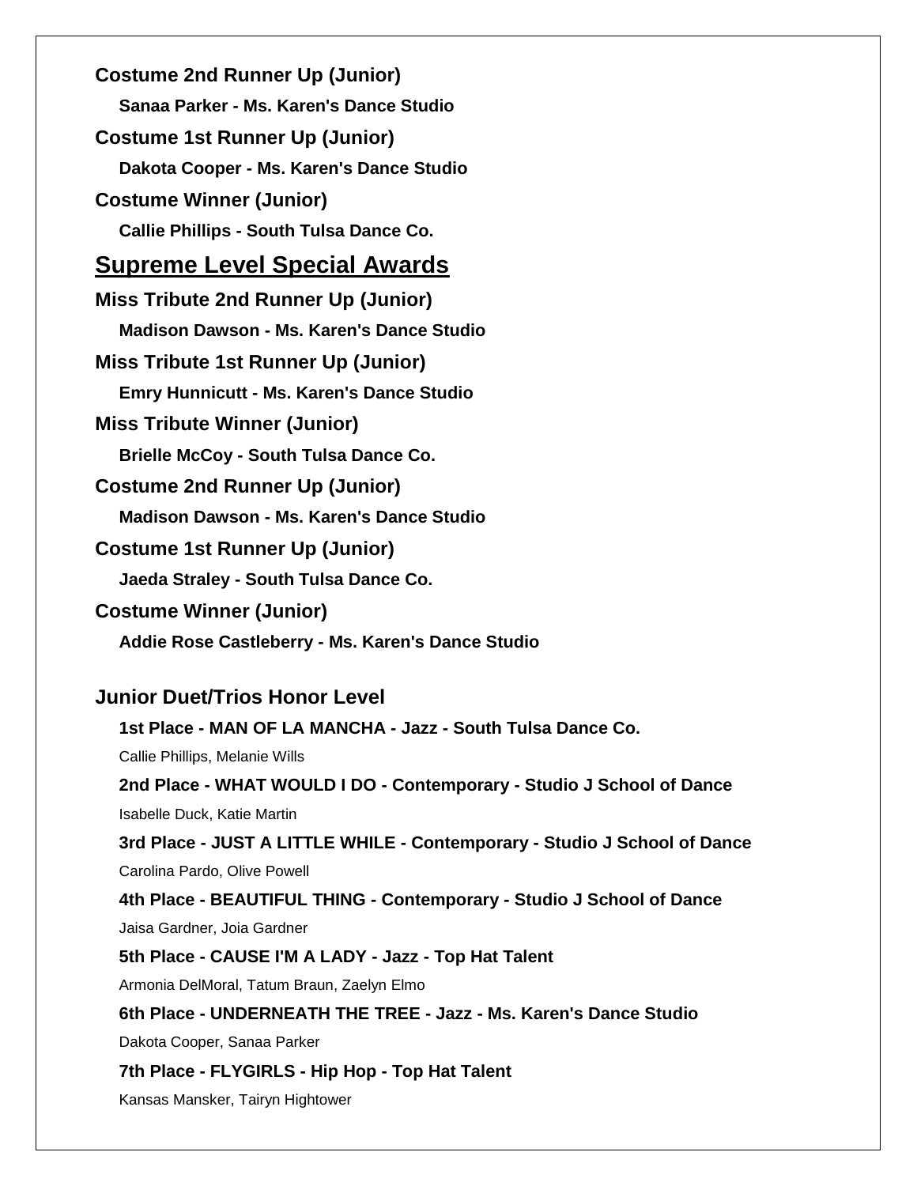**Costume 2nd Runner Up (Junior)**

**Sanaa Parker - Ms. Karen's Dance Studio**

**Costume 1st Runner Up (Junior)**

**Dakota Cooper - Ms. Karen's Dance Studio**

**Costume Winner (Junior)**

**Callie Phillips - South Tulsa Dance Co.**

## Supreme Level Special Awards

**Miss Tribute 2nd Runner Up (Junior)**

**Madison Dawson - Ms. Karen's Dance Studio**

**Miss Tribute 1st Runner Up (Junior)**

**Emry Hunnicutt - Ms. Karen's Dance Studio**

**Miss Tribute Winner (Junior)**

**Brielle McCoy - South Tulsa Dance Co.**

**Costume 2nd Runner Up (Junior)**

**Madison Dawson - Ms. Karen's Dance Studio**

**Costume 1st Runner Up (Junior)**

**Jaeda Straley - South Tulsa Dance Co.**

**Costume Winner (Junior)**

**Addie Rose Castleberry - Ms. Karen's Dance Studio**

### Junior Duet/Trios Honor Level

**1st Place - MAN OF LA MANCHA - Jazz - South Tulsa Dance Co.**

Callie Phillips, Melanie Wills

**2nd Place - WHAT WOULD I DO - Contemporary - Studio J School of Dance**

Isabelle Duck, Katie Martin

**3rd Place - JUST A LITTLE WHILE - Contemporary - Studio J School of Dance**

Carolina Pardo, Olive Powell

**4th Place - BEAUTIFUL THING - Contemporary - Studio J School of Dance**

Jaisa Gardner, Joia Gardner

**5th Place - CAUSE I'M A LADY - Jazz - Top Hat Talent**

Armonia DelMoral, Tatum Braun, Zaelyn Elmo

**6th Place - UNDERNEATH THE TREE - Jazz - Ms. Karen's Dance Studio**

Dakota Cooper, Sanaa Parker

**7th Place - FLYGIRLS - Hip Hop - Top Hat Talent**

Kansas Mansker, Tairyn Hightower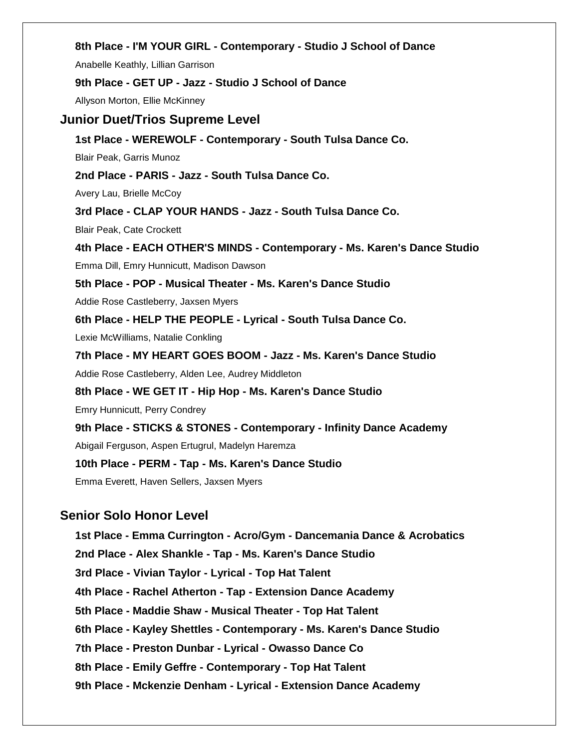**8th Place - I'M YOUR GIRL - Contemporary - Studio J School of Dance**

Anabelle Keathly, Lillian Garrison

**9th Place - GET UP - Jazz - Studio J School of Dance**

Allyson Morton, Ellie McKinney

## Junior Duet/Trios Supreme Level

**1st Place - WEREWOLF - Contemporary - South Tulsa Dance Co.**

Blair Peak, Garris Munoz

**2nd Place - PARIS - Jazz - South Tulsa Dance Co.**

Avery Lau, Brielle McCoy

**3rd Place - CLAP YOUR HANDS - Jazz - South Tulsa Dance Co.**

Blair Peak, Cate Crockett

**4th Place - EACH OTHER'S MINDS - Contemporary - Ms. Karen's Dance Studio**

Emma Dill, Emry Hunnicutt, Madison Dawson

**5th Place - POP - Musical Theater - Ms. Karen's Dance Studio**

Addie Rose Castleberry, Jaxsen Myers

**6th Place - HELP THE PEOPLE - Lyrical - South Tulsa Dance Co.**

Lexie McWilliams, Natalie Conkling

**7th Place - MY HEART GOES BOOM - Jazz - Ms. Karen's Dance Studio**

Addie Rose Castleberry, Alden Lee, Audrey Middleton

**8th Place - WE GET IT - Hip Hop - Ms. Karen's Dance Studio**

Emry Hunnicutt, Perry Condrey

**9th Place - STICKS & STONES - Contemporary - Infinity Dance Academy**

Abigail Ferguson, Aspen Ertugrul, Madelyn Haremza

**10th Place - PERM - Tap - Ms. Karen's Dance Studio**

Emma Everett, Haven Sellers, Jaxsen Myers

## Senior Solo Honor Level

**1st Place - Emma Currington - Acro/Gym - Dancemania Dance & Acrobatics**

**2nd Place - Alex Shankle - Tap - Ms. Karen's Dance Studio**

**3rd Place - Vivian Taylor - Lyrical - Top Hat Talent**

**4th Place - Rachel Atherton - Tap - Extension Dance Academy**

**5th Place - Maddie Shaw - Musical Theater - Top Hat Talent**

**6th Place - Kayley Shettles - Contemporary - Ms. Karen's Dance Studio**

**7th Place - Preston Dunbar - Lyrical - Owasso Dance Co**

**8th Place - Emily Geffre - Contemporary - Top Hat Talent**

**9th Place - Mckenzie Denham - Lyrical - Extension Dance Academy**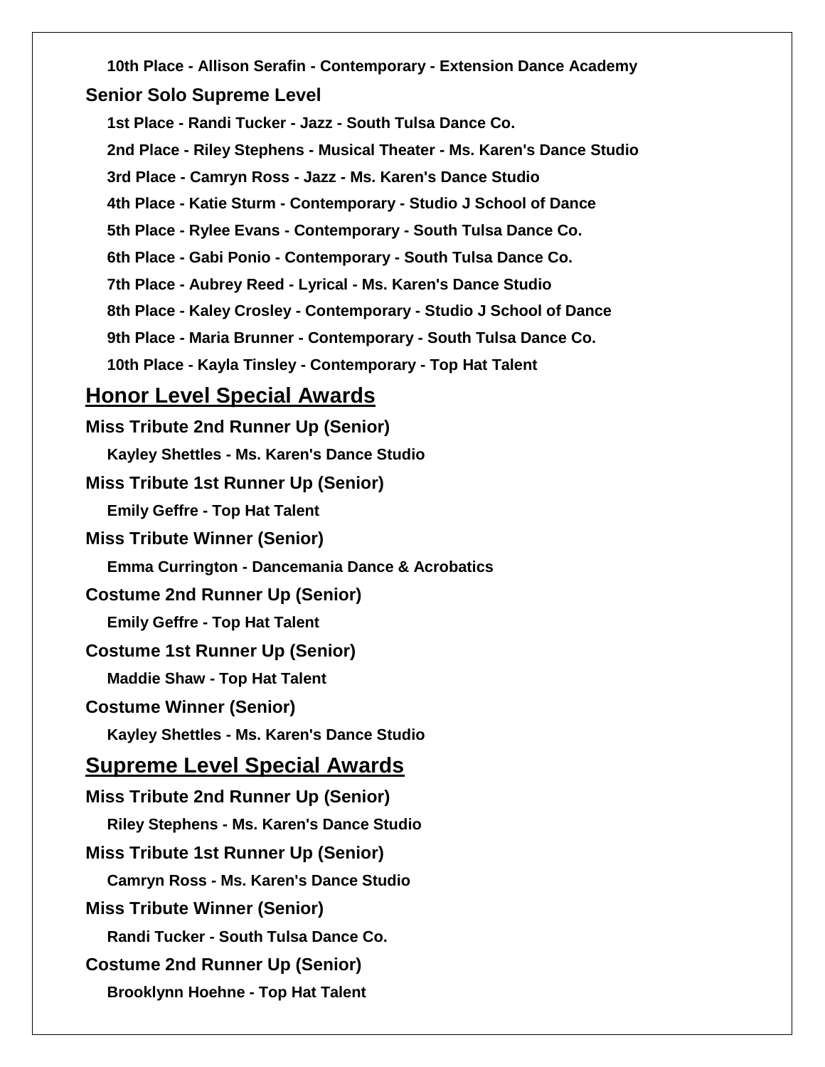10th Place - Allison Serafin - Contemporary - Extension Dance Academy

### Senior Solo Supreme Level

1st Place - Randi Tucker - Jazz - South Tulsa Dance Co.

2nd Place - Riley Stephens - Musical Theater - Ms. Karen's Dance Studio

3rd Place - Camryn Ross - Jazz - Ms. Karen's Dance Studio

4th Place - Katie Sturm - Contemporary - Studio J School of Dance

5th Place - Rylee Evans - Contemporary - South Tulsa Dance Co.

6th Place - Gabi Ponio - Contemporary - South Tulsa Dance Co.

7th Place - Aubrey Reed - Lyrical - Ms. Karen's Dance Studio

8th Place - Kaley Crosley - Contemporary - Studio J School of Dance

9th Place - Maria Brunner - Contemporary - South Tulsa Dance Co.

10th Place - Kayla Tinsley - Contemporary - Top Hat Talent

## Honor Level Special Awards

### Miss Tribute 2nd Runner Up (Senior)

Kayley Shettles - Ms. Karen's Dance Studio

### Miss Tribute 1st Runner Up (Senior)

Emily Geffre - Top Hat Talent

### Miss Tribute Winner (Senior)

Emma Currington - Dancemania Dance & Acrobatics

### Costume 2nd Runner Up (Senior)

Emily Geffre - Top Hat Talent

### Costume 1st Runner Up (Senior)

Maddie Shaw - Top Hat Talent

### Costume Winner (Senior)

Kayley Shettles - Ms. Karen's Dance Studio

## Supreme Level Special Awards

### Miss Tribute 2nd Runner Up (Senior)

Riley Stephens - Ms. Karen's Dance Studio

### Miss Tribute 1st Runner Up (Senior)

Camryn Ross - Ms. Karen's Dance Studio

### Miss Tribute Winner (Senior)

Randi Tucker - South Tulsa Dance Co.

### Costume 2nd Runner Up (Senior)

Brooklynn Hoehne - Top Hat Talent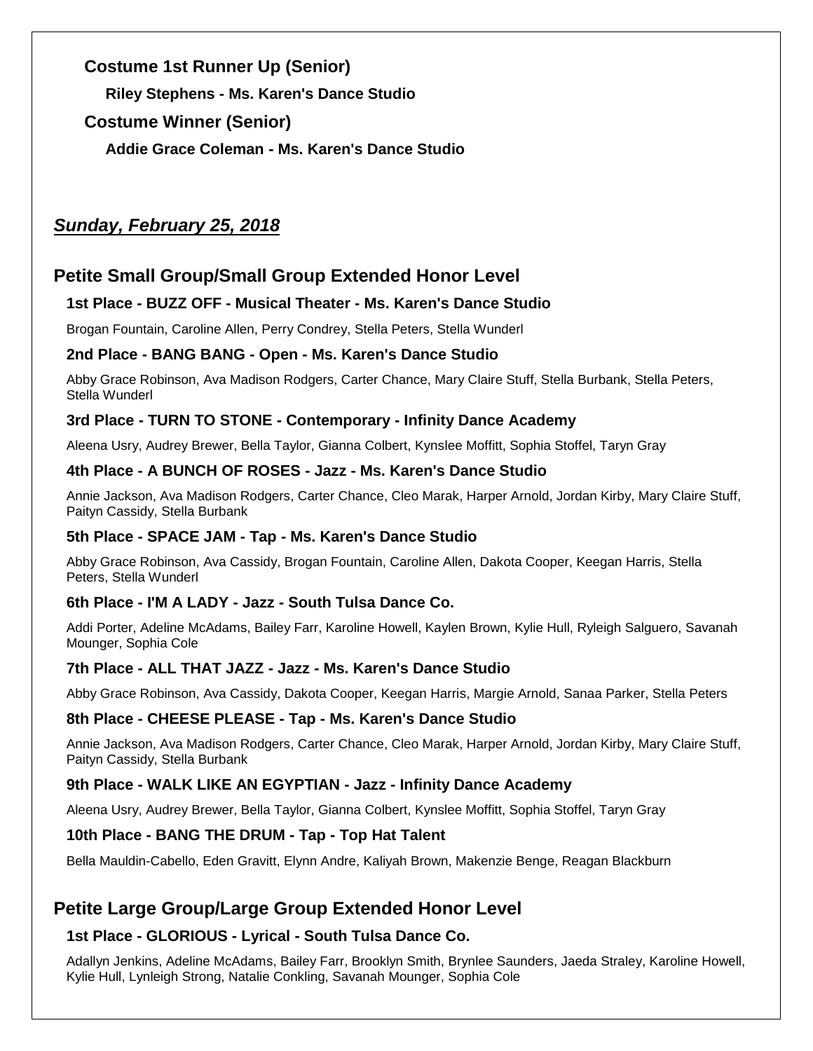### Costume 1st Runner Up (Senior)

**Riley Stephens - Ms. Karen's Dance Studio**

### Costume Winner (Senior)

**Addie Grace Coleman - Ms. Karen's Dance Studio**

## ***Sunday, February 25, 2018***

## Petite Small Group/Small Group Extended Honor Level

### 1st Place - BUZZ OFF - Musical Theater - Ms. Karen's Dance Studio

Brogan Fountain, Caroline Allen, Perry Condrey, Stella Peters, Stella Wunderl

### 2nd Place - BANG BANG - Open - Ms. Karen's Dance Studio

Abby Grace Robinson, Ava Madison Rodgers, Carter Chance, Mary Claire Stuff, Stella Burbank, Stella Peters, Stella Wunderl

### 3rd Place - TURN TO STONE - Contemporary - Infinity Dance Academy

Aleena Usry, Audrey Brewer, Bella Taylor, Gianna Colbert, Kynslee Moffitt, Sophia Stoffel, Taryn Gray

### 4th Place - A BUNCH OF ROSES - Jazz - Ms. Karen's Dance Studio

Annie Jackson, Ava Madison Rodgers, Carter Chance, Cleo Marak, Harper Arnold, Jordan Kirby, Mary Claire Stuff, Paityn Cassidy, Stella Burbank

### 5th Place - SPACE JAM - Tap - Ms. Karen's Dance Studio

Abby Grace Robinson, Ava Cassidy, Brogan Fountain, Caroline Allen, Dakota Cooper, Keegan Harris, Stella Peters, Stella Wunderl

### 6th Place - I'M A LADY - Jazz - South Tulsa Dance Co.

Addi Porter, Adeline McAdams, Bailey Farr, Karoline Howell, Kaylen Brown, Kylie Hull, Ryleigh Salguero, Savanah Mounger, Sophia Cole

### 7th Place - ALL THAT JAZZ - Jazz - Ms. Karen's Dance Studio

Abby Grace Robinson, Ava Cassidy, Dakota Cooper, Keegan Harris, Margie Arnold, Sanaa Parker, Stella Peters

### 8th Place - CHEESE PLEASE - Tap - Ms. Karen's Dance Studio

Annie Jackson, Ava Madison Rodgers, Carter Chance, Cleo Marak, Harper Arnold, Jordan Kirby, Mary Claire Stuff, Paityn Cassidy, Stella Burbank

### 9th Place - WALK LIKE AN EGYPTIAN - Jazz - Infinity Dance Academy

Aleena Usry, Audrey Brewer, Bella Taylor, Gianna Colbert, Kynslee Moffitt, Sophia Stoffel, Taryn Gray

### 10th Place - BANG THE DRUM - Tap - Top Hat Talent

Bella Mauldin-Cabello, Eden Gravitt, Elynn Andre, Kaliyah Brown, Makenzie Benge, Reagan Blackburn

## Petite Large Group/Large Group Extended Honor Level

### 1st Place - GLORIOUS - Lyrical - South Tulsa Dance Co.

Adallyn Jenkins, Adeline McAdams, Bailey Farr, Brooklyn Smith, Brynlee Saunders, Jaeda Straley, Karoline Howell, Kylie Hull, Lynleigh Strong, Natalie Conkling, Savanah Mounger, Sophia Cole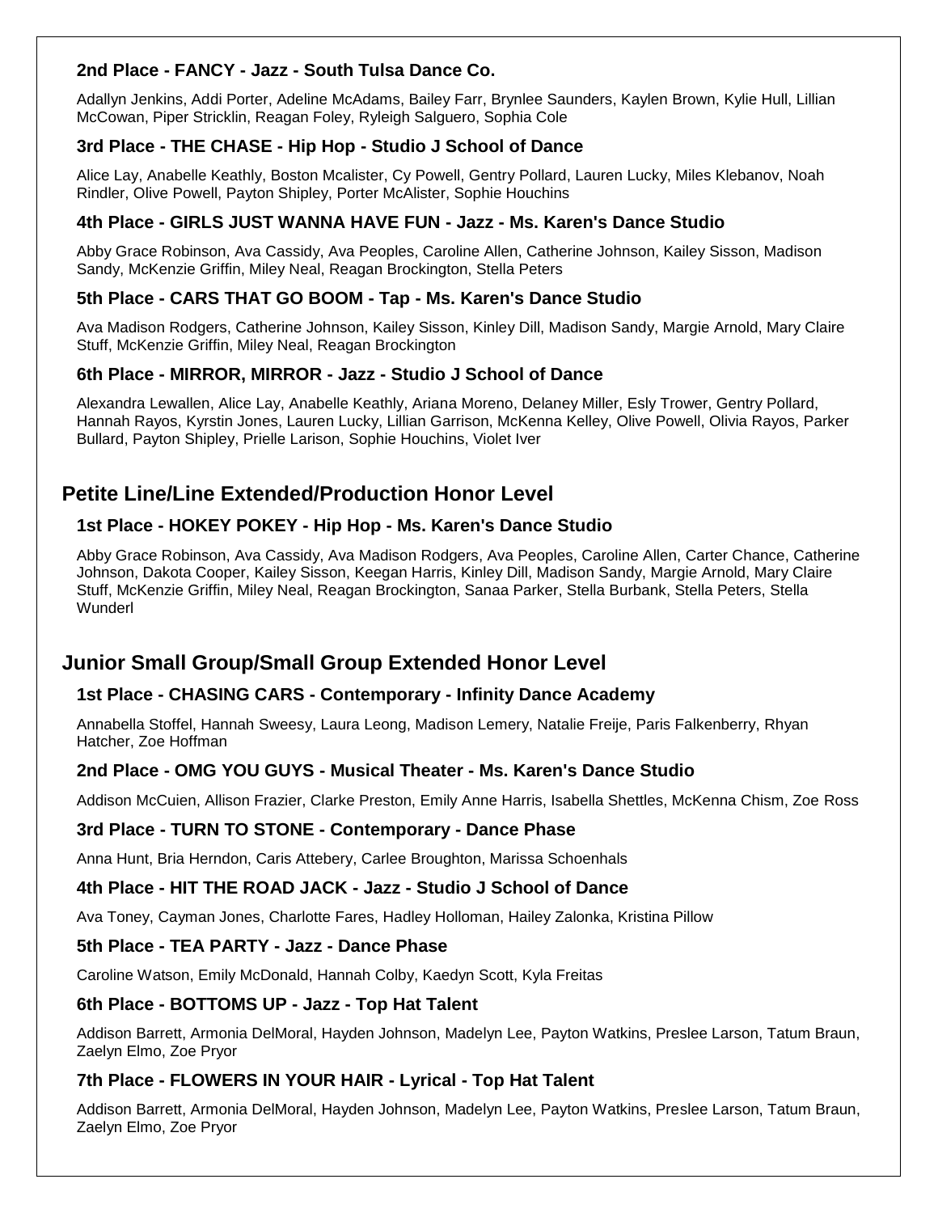### 2nd Place - FANCY - Jazz - South Tulsa Dance Co.

Adallyn Jenkins, Addi Porter, Adeline McAdams, Bailey Farr, Brynlee Saunders, Kaylen Brown, Kylie Hull, Lillian McCowan, Piper Stricklin, Reagan Foley, Ryleigh Salguero, Sophia Cole

### 3rd Place - THE CHASE - Hip Hop - Studio J School of Dance

Alice Lay, Anabelle Keathly, Boston Mcalister, Cy Powell, Gentry Pollard, Lauren Lucky, Miles Klebanov, Noah Rindler, Olive Powell, Payton Shipley, Porter McAlister, Sophie Houchins

### 4th Place - GIRLS JUST WANNA HAVE FUN - Jazz - Ms. Karen's Dance Studio

Abby Grace Robinson, Ava Cassidy, Ava Peoples, Caroline Allen, Catherine Johnson, Kailey Sisson, Madison Sandy, McKenzie Griffin, Miley Neal, Reagan Brockington, Stella Peters

### 5th Place - CARS THAT GO BOOM - Tap - Ms. Karen's Dance Studio

Ava Madison Rodgers, Catherine Johnson, Kailey Sisson, Kinley Dill, Madison Sandy, Margie Arnold, Mary Claire Stuff, McKenzie Griffin, Miley Neal, Reagan Brockington

### 6th Place - MIRROR, MIRROR - Jazz - Studio J School of Dance

Alexandra Lewallen, Alice Lay, Anabelle Keathly, Ariana Moreno, Delaney Miller, Esly Trower, Gentry Pollard, Hannah Rayos, Kyrstin Jones, Lauren Lucky, Lillian Garrison, McKenna Kelley, Olive Powell, Olivia Rayos, Parker Bullard, Payton Shipley, Prielle Larison, Sophie Houchins, Violet Iver

## Petite Line/Line Extended/Production Honor Level

### 1st Place - HOKEY POKEY - Hip Hop - Ms. Karen's Dance Studio

Abby Grace Robinson, Ava Cassidy, Ava Madison Rodgers, Ava Peoples, Caroline Allen, Carter Chance, Catherine Johnson, Dakota Cooper, Kailey Sisson, Keegan Harris, Kinley Dill, Madison Sandy, Margie Arnold, Mary Claire Stuff, McKenzie Griffin, Miley Neal, Reagan Brockington, Sanaa Parker, Stella Burbank, Stella Peters, Stella Wunderl

## Junior Small Group/Small Group Extended Honor Level

### 1st Place - CHASING CARS - Contemporary - Infinity Dance Academy

Annabella Stoffel, Hannah Sweesy, Laura Leong, Madison Lemery, Natalie Freije, Paris Falkenberry, Rhyan Hatcher, Zoe Hoffman

### 2nd Place - OMG YOU GUYS - Musical Theater - Ms. Karen's Dance Studio

Addison McCuien, Allison Frazier, Clarke Preston, Emily Anne Harris, Isabella Shettles, McKenna Chism, Zoe Ross

### 3rd Place - TURN TO STONE - Contemporary - Dance Phase

Anna Hunt, Bria Herndon, Caris Attebery, Carlee Broughton, Marissa Schoenhals

### 4th Place - HIT THE ROAD JACK - Jazz - Studio J School of Dance

Ava Toney, Cayman Jones, Charlotte Fares, Hadley Holloman, Hailey Zalonka, Kristina Pillow

### 5th Place - TEA PARTY - Jazz - Dance Phase

Caroline Watson, Emily McDonald, Hannah Colby, Kaedyn Scott, Kyla Freitas

### 6th Place - BOTTOMS UP - Jazz - Top Hat Talent

Addison Barrett, Armonia DelMoral, Hayden Johnson, Madelyn Lee, Payton Watkins, Preslee Larson, Tatum Braun, Zaelyn Elmo, Zoe Pryor

### 7th Place - FLOWERS IN YOUR HAIR - Lyrical - Top Hat Talent

Addison Barrett, Armonia DelMoral, Hayden Johnson, Madelyn Lee, Payton Watkins, Preslee Larson, Tatum Braun, Zaelyn Elmo, Zoe Pryor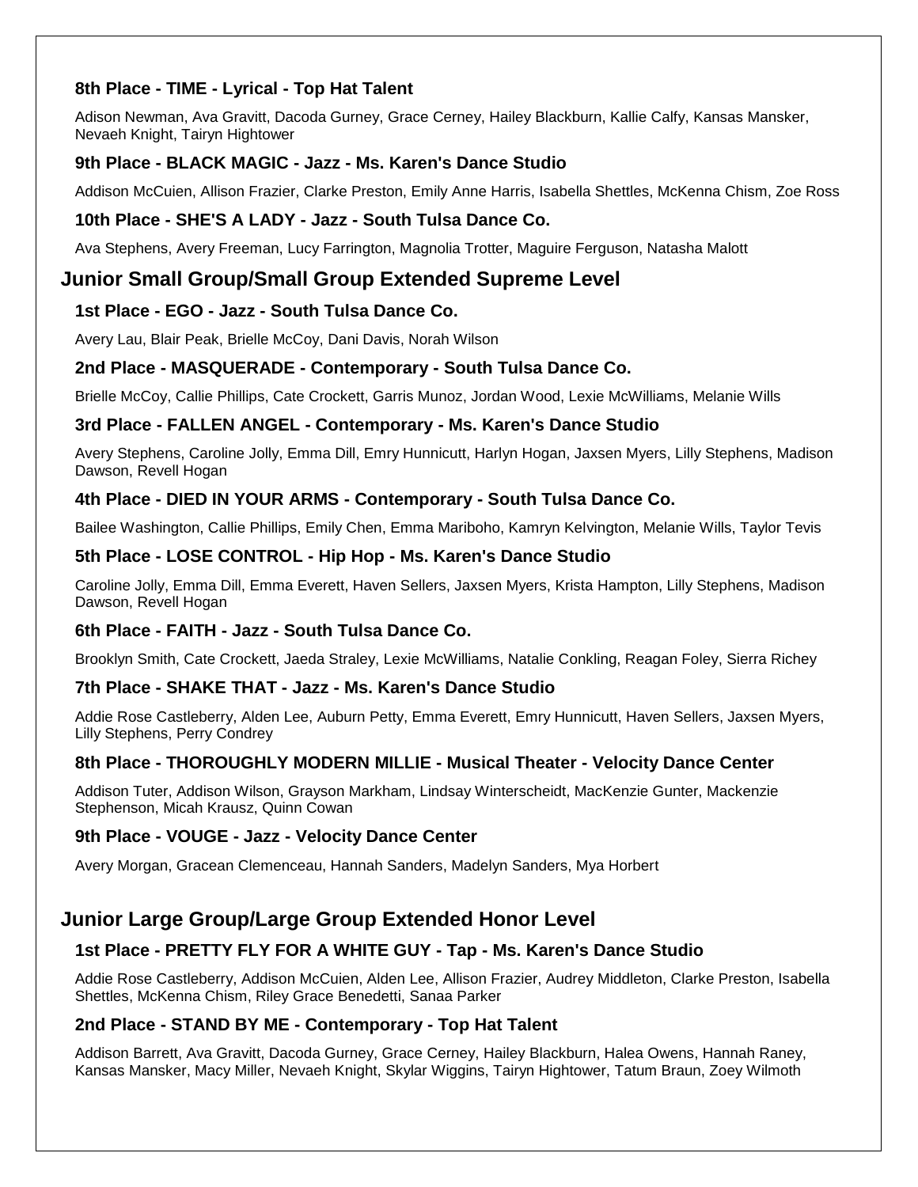### 8th Place - TIME - Lyrical - Top Hat Talent

Adison Newman, Ava Gravitt, Dacoda Gurney, Grace Cerney, Hailey Blackburn, Kallie Calfy, Kansas Mansker, Nevaeh Knight, Tairyn Hightower

### 9th Place - BLACK MAGIC - Jazz - Ms. Karen's Dance Studio

Addison McCuien, Allison Frazier, Clarke Preston, Emily Anne Harris, Isabella Shettles, McKenna Chism, Zoe Ross

### 10th Place - SHE'S A LADY - Jazz - South Tulsa Dance Co.

Ava Stephens, Avery Freeman, Lucy Farrington, Magnolia Trotter, Maguire Ferguson, Natasha Malott

## Junior Small Group/Small Group Extended Supreme Level

### 1st Place - EGO - Jazz - South Tulsa Dance Co.

Avery Lau, Blair Peak, Brielle McCoy, Dani Davis, Norah Wilson

### 2nd Place - MASQUERADE - Contemporary - South Tulsa Dance Co.

Brielle McCoy, Callie Phillips, Cate Crockett, Garris Munoz, Jordan Wood, Lexie McWilliams, Melanie Wills

### 3rd Place - FALLEN ANGEL - Contemporary - Ms. Karen's Dance Studio

Avery Stephens, Caroline Jolly, Emma Dill, Emry Hunnicutt, Harlyn Hogan, Jaxsen Myers, Lilly Stephens, Madison Dawson, Revell Hogan

### 4th Place - DIED IN YOUR ARMS - Contemporary - South Tulsa Dance Co.

Bailee Washington, Callie Phillips, Emily Chen, Emma Mariboho, Kamryn Kelvington, Melanie Wills, Taylor Tevis

### 5th Place - LOSE CONTROL - Hip Hop - Ms. Karen's Dance Studio

Caroline Jolly, Emma Dill, Emma Everett, Haven Sellers, Jaxsen Myers, Krista Hampton, Lilly Stephens, Madison Dawson, Revell Hogan

### 6th Place - FAITH - Jazz - South Tulsa Dance Co.

Brooklyn Smith, Cate Crockett, Jaeda Straley, Lexie McWilliams, Natalie Conkling, Reagan Foley, Sierra Richey

### 7th Place - SHAKE THAT - Jazz - Ms. Karen's Dance Studio

Addie Rose Castleberry, Alden Lee, Auburn Petty, Emma Everett, Emry Hunnicutt, Haven Sellers, Jaxsen Myers, Lilly Stephens, Perry Condrey

### 8th Place - THOROUGHLY MODERN MILLIE - Musical Theater - Velocity Dance Center

Addison Tuter, Addison Wilson, Grayson Markham, Lindsay Winterscheidt, MacKenzie Gunter, Mackenzie Stephenson, Micah Krausz, Quinn Cowan

### 9th Place - VOUGE - Jazz - Velocity Dance Center

Avery Morgan, Gracean Clemenceau, Hannah Sanders, Madelyn Sanders, Mya Horbert

## Junior Large Group/Large Group Extended Honor Level

### 1st Place - PRETTY FLY FOR A WHITE GUY - Tap - Ms. Karen's Dance Studio

Addie Rose Castleberry, Addison McCuien, Alden Lee, Allison Frazier, Audrey Middleton, Clarke Preston, Isabella Shettles, McKenna Chism, Riley Grace Benedetti, Sanaa Parker

### 2nd Place - STAND BY ME - Contemporary - Top Hat Talent

Addison Barrett, Ava Gravitt, Dacoda Gurney, Grace Cerney, Hailey Blackburn, Halea Owens, Hannah Raney, Kansas Mansker, Macy Miller, Nevaeh Knight, Skylar Wiggins, Tairyn Hightower, Tatum Braun, Zoey Wilmoth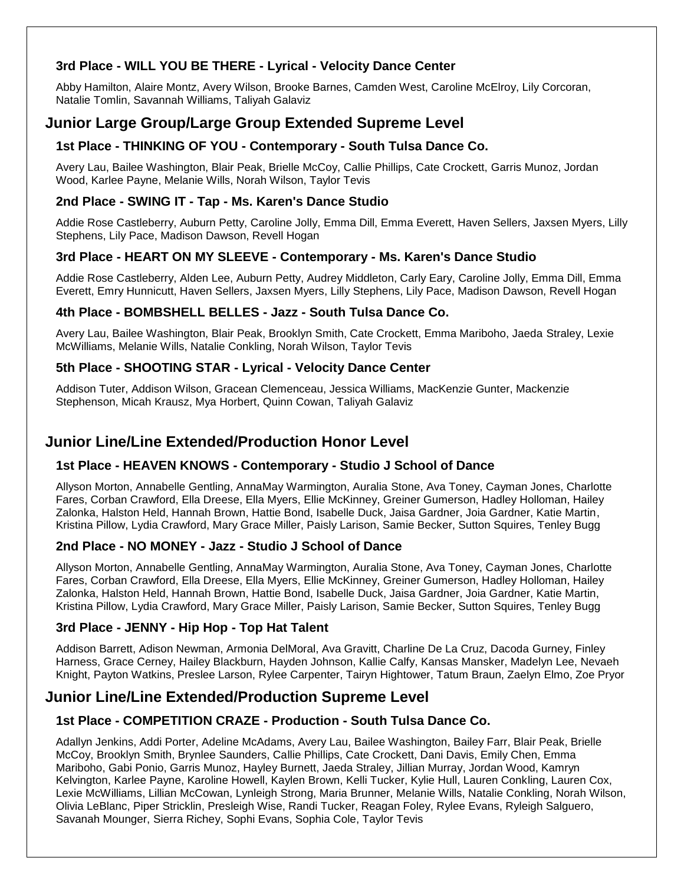### 3rd Place - WILL YOU BE THERE - Lyrical - Velocity Dance Center

Abby Hamilton, Alaire Montz, Avery Wilson, Brooke Barnes, Camden West, Caroline McElroy, Lily Corcoran, Natalie Tomlin, Savannah Williams, Taliyah Galaviz

## Junior Large Group/Large Group Extended Supreme Level

### 1st Place - THINKING OF YOU - Contemporary - South Tulsa Dance Co.

Avery Lau, Bailee Washington, Blair Peak, Brielle McCoy, Callie Phillips, Cate Crockett, Garris Munoz, Jordan Wood, Karlee Payne, Melanie Wills, Norah Wilson, Taylor Tevis

### 2nd Place - SWING IT - Tap - Ms. Karen's Dance Studio

Addie Rose Castleberry, Auburn Petty, Caroline Jolly, Emma Dill, Emma Everett, Haven Sellers, Jaxsen Myers, Lilly Stephens, Lily Pace, Madison Dawson, Revell Hogan

### 3rd Place - HEART ON MY SLEEVE - Contemporary - Ms. Karen's Dance Studio

Addie Rose Castleberry, Alden Lee, Auburn Petty, Audrey Middleton, Carly Eary, Caroline Jolly, Emma Dill, Emma Everett, Emry Hunnicutt, Haven Sellers, Jaxsen Myers, Lilly Stephens, Lily Pace, Madison Dawson, Revell Hogan

### 4th Place - BOMBSHELL BELLES - Jazz - South Tulsa Dance Co.

Avery Lau, Bailee Washington, Blair Peak, Brooklyn Smith, Cate Crockett, Emma Mariboho, Jaeda Straley, Lexie McWilliams, Melanie Wills, Natalie Conkling, Norah Wilson, Taylor Tevis

### 5th Place - SHOOTING STAR - Lyrical - Velocity Dance Center

Addison Tuter, Addison Wilson, Gracean Clemenceau, Jessica Williams, MacKenzie Gunter, Mackenzie Stephenson, Micah Krausz, Mya Horbert, Quinn Cowan, Taliyah Galaviz

## Junior Line/Line Extended/Production Honor Level

### 1st Place - HEAVEN KNOWS - Contemporary - Studio J School of Dance

Allyson Morton, Annabelle Gentling, AnnaMay Warmington, Auralia Stone, Ava Toney, Cayman Jones, Charlotte Fares, Corban Crawford, Ella Dreese, Ella Myers, Ellie McKinney, Greiner Gumerson, Hadley Holloman, Hailey Zalonka, Halston Held, Hannah Brown, Hattie Bond, Isabelle Duck, Jaisa Gardner, Joia Gardner, Katie Martin, Kristina Pillow, Lydia Crawford, Mary Grace Miller, Paisly Larison, Samie Becker, Sutton Squires, Tenley Bugg

### 2nd Place - NO MONEY - Jazz - Studio J School of Dance

Allyson Morton, Annabelle Gentling, AnnaMay Warmington, Auralia Stone, Ava Toney, Cayman Jones, Charlotte Fares, Corban Crawford, Ella Dreese, Ella Myers, Ellie McKinney, Greiner Gumerson, Hadley Holloman, Hailey Zalonka, Halston Held, Hannah Brown, Hattie Bond, Isabelle Duck, Jaisa Gardner, Joia Gardner, Katie Martin, Kristina Pillow, Lydia Crawford, Mary Grace Miller, Paisly Larison, Samie Becker, Sutton Squires, Tenley Bugg

### 3rd Place - JENNY - Hip Hop - Top Hat Talent

Addison Barrett, Adison Newman, Armonia DelMoral, Ava Gravitt, Charline De La Cruz, Dacoda Gurney, Finley Harness, Grace Cerney, Hailey Blackburn, Hayden Johnson, Kallie Calfy, Kansas Mansker, Madelyn Lee, Nevaeh Knight, Payton Watkins, Preslee Larson, Rylee Carpenter, Tairyn Hightower, Tatum Braun, Zaelyn Elmo, Zoe Pryor

## Junior Line/Line Extended/Production Supreme Level

### 1st Place - COMPETITION CRAZE - Production - South Tulsa Dance Co.

Adallyn Jenkins, Addi Porter, Adeline McAdams, Avery Lau, Bailee Washington, Bailey Farr, Blair Peak, Brielle McCoy, Brooklyn Smith, Brynlee Saunders, Callie Phillips, Cate Crockett, Dani Davis, Emily Chen, Emma Mariboho, Gabi Ponio, Garris Munoz, Hayley Burnett, Jaeda Straley, Jillian Murray, Jordan Wood, Kamryn Kelvington, Karlee Payne, Karoline Howell, Kaylen Brown, Kelli Tucker, Kylie Hull, Lauren Conkling, Lauren Cox, Lexie McWilliams, Lillian McCowan, Lynleigh Strong, Maria Brunner, Melanie Wills, Natalie Conkling, Norah Wilson, Olivia LeBlanc, Piper Stricklin, Presleigh Wise, Randi Tucker, Reagan Foley, Rylee Evans, Ryleigh Salguero, Savanah Mounger, Sierra Richey, Sophi Evans, Sophia Cole, Taylor Tevis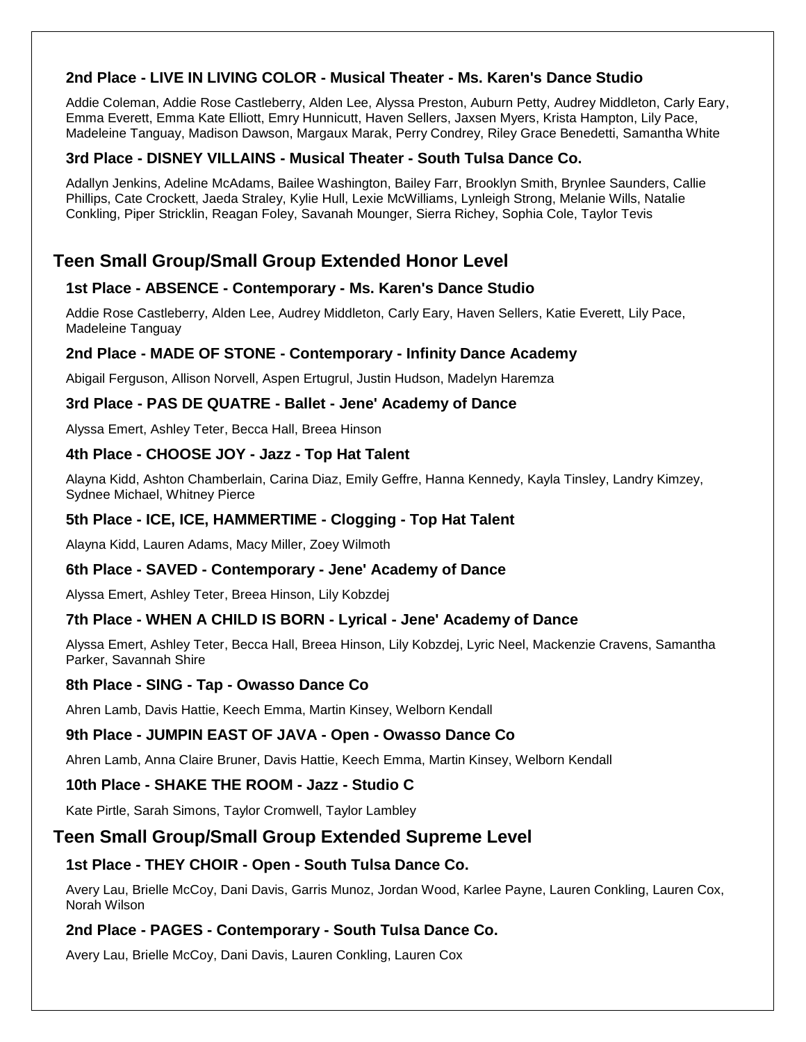### 2nd Place - LIVE IN LIVING COLOR - Musical Theater - Ms. Karen's Dance Studio

Addie Coleman, Addie Rose Castleberry, Alden Lee, Alyssa Preston, Auburn Petty, Audrey Middleton, Carly Eary, Emma Everett, Emma Kate Elliott, Emry Hunnicutt, Haven Sellers, Jaxsen Myers, Krista Hampton, Lily Pace, Madeleine Tanguay, Madison Dawson, Margaux Marak, Perry Condrey, Riley Grace Benedetti, Samantha White

### 3rd Place - DISNEY VILLAINS - Musical Theater - South Tulsa Dance Co.

Adallyn Jenkins, Adeline McAdams, Bailee Washington, Bailey Farr, Brooklyn Smith, Brynlee Saunders, Callie Phillips, Cate Crockett, Jaeda Straley, Kylie Hull, Lexie McWilliams, Lynleigh Strong, Melanie Wills, Natalie Conkling, Piper Stricklin, Reagan Foley, Savanah Mounger, Sierra Richey, Sophia Cole, Taylor Tevis

## Teen Small Group/Small Group Extended Honor Level

### 1st Place - ABSENCE - Contemporary - Ms. Karen's Dance Studio

Addie Rose Castleberry, Alden Lee, Audrey Middleton, Carly Eary, Haven Sellers, Katie Everett, Lily Pace, Madeleine Tanguay

### 2nd Place - MADE OF STONE - Contemporary - Infinity Dance Academy

Abigail Ferguson, Allison Norvell, Aspen Ertugrul, Justin Hudson, Madelyn Haremza

### 3rd Place - PAS DE QUATRE - Ballet - Jene' Academy of Dance

Alyssa Emert, Ashley Teter, Becca Hall, Breea Hinson

### 4th Place - CHOOSE JOY - Jazz - Top Hat Talent

Alayna Kidd, Ashton Chamberlain, Carina Diaz, Emily Geffre, Hanna Kennedy, Kayla Tinsley, Landry Kimzey, Sydnee Michael, Whitney Pierce

### 5th Place - ICE, ICE, HAMMERTIME - Clogging - Top Hat Talent

Alayna Kidd, Lauren Adams, Macy Miller, Zoey Wilmoth

### 6th Place - SAVED - Contemporary - Jene' Academy of Dance

Alyssa Emert, Ashley Teter, Breea Hinson, Lily Kobzdej

### 7th Place - WHEN A CHILD IS BORN - Lyrical - Jene' Academy of Dance

Alyssa Emert, Ashley Teter, Becca Hall, Breea Hinson, Lily Kobzdej, Lyric Neel, Mackenzie Cravens, Samantha Parker, Savannah Shire

### 8th Place - SING - Tap - Owasso Dance Co

Ahren Lamb, Davis Hattie, Keech Emma, Martin Kinsey, Welborn Kendall

### 9th Place - JUMPIN EAST OF JAVA - Open - Owasso Dance Co

Ahren Lamb, Anna Claire Bruner, Davis Hattie, Keech Emma, Martin Kinsey, Welborn Kendall

### 10th Place - SHAKE THE ROOM - Jazz - Studio C

Kate Pirtle, Sarah Simons, Taylor Cromwell, Taylor Lambley

## Teen Small Group/Small Group Extended Supreme Level

### 1st Place - THEY CHOIR - Open - South Tulsa Dance Co.

Avery Lau, Brielle McCoy, Dani Davis, Garris Munoz, Jordan Wood, Karlee Payne, Lauren Conkling, Lauren Cox, Norah Wilson

### 2nd Place - PAGES - Contemporary - South Tulsa Dance Co.

Avery Lau, Brielle McCoy, Dani Davis, Lauren Conkling, Lauren Cox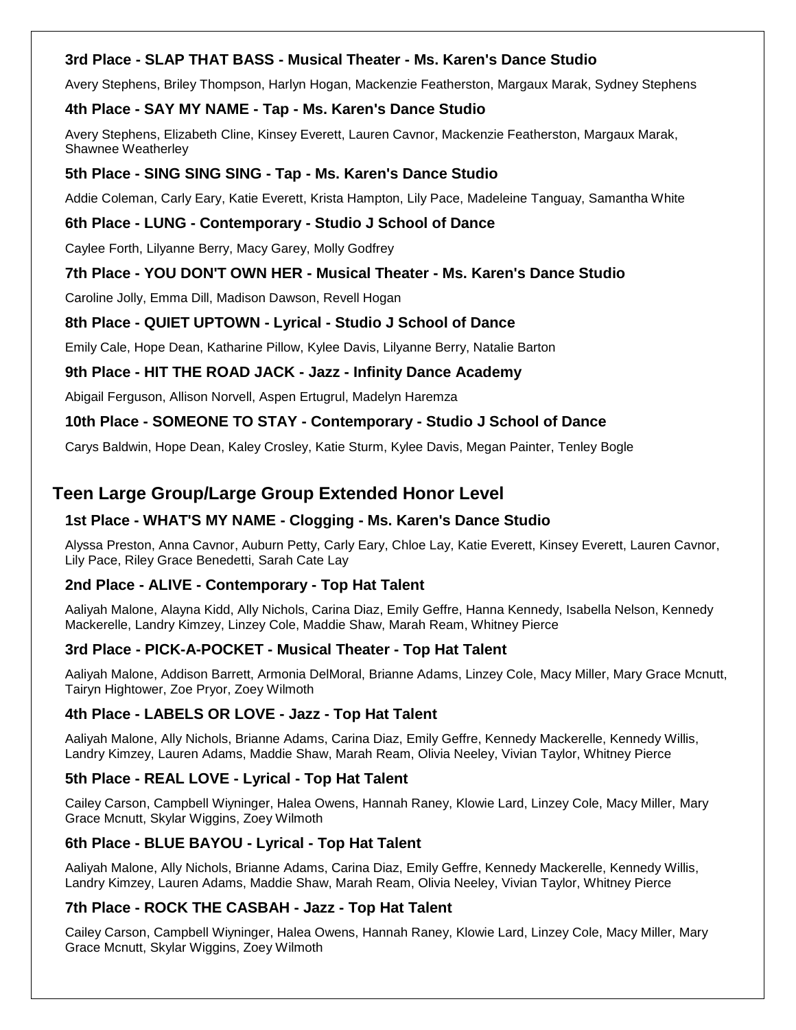**3rd Place - SLAP THAT BASS - Musical Theater - Ms. Karen's Dance Studio**

Avery Stephens, Briley Thompson, Harlyn Hogan, Mackenzie Featherston, Margaux Marak, Sydney Stephens

**4th Place - SAY MY NAME - Tap - Ms. Karen's Dance Studio**

Avery Stephens, Elizabeth Cline, Kinsey Everett, Lauren Cavnor, Mackenzie Featherston, Margaux Marak, Shawnee Weatherley

**5th Place - SING SING SING - Tap - Ms. Karen's Dance Studio**

Addie Coleman, Carly Eary, Katie Everett, Krista Hampton, Lily Pace, Madeleine Tanguay, Samantha White

**6th Place - LUNG - Contemporary - Studio J School of Dance**

Caylee Forth, Lilyanne Berry, Macy Garey, Molly Godfrey

**7th Place - YOU DON'T OWN HER - Musical Theater - Ms. Karen's Dance Studio**

Caroline Jolly, Emma Dill, Madison Dawson, Revell Hogan

**8th Place - QUIET UPTOWN - Lyrical - Studio J School of Dance**

Emily Cale, Hope Dean, Katharine Pillow, Kylee Davis, Lilyanne Berry, Natalie Barton

**9th Place - HIT THE ROAD JACK - Jazz - Infinity Dance Academy**

Abigail Ferguson, Allison Norvell, Aspen Ertugrul, Madelyn Haremza

**10th Place - SOMEONE TO STAY - Contemporary - Studio J School of Dance**

Carys Baldwin, Hope Dean, Kaley Crosley, Katie Sturm, Kylee Davis, Megan Painter, Tenley Bogle

## Teen Large Group/Large Group Extended Honor Level

**1st Place - WHAT'S MY NAME - Clogging - Ms. Karen's Dance Studio**

Alyssa Preston, Anna Cavnor, Auburn Petty, Carly Eary, Chloe Lay, Katie Everett, Kinsey Everett, Lauren Cavnor, Lily Pace, Riley Grace Benedetti, Sarah Cate Lay

**2nd Place - ALIVE - Contemporary - Top Hat Talent**

Aaliyah Malone, Alayna Kidd, Ally Nichols, Carina Diaz, Emily Geffre, Hanna Kennedy, Isabella Nelson, Kennedy Mackerelle, Landry Kimzey, Linzey Cole, Maddie Shaw, Marah Ream, Whitney Pierce

**3rd Place - PICK-A-POCKET - Musical Theater - Top Hat Talent**

Aaliyah Malone, Addison Barrett, Armonia DelMoral, Brianne Adams, Linzey Cole, Macy Miller, Mary Grace Mcnutt, Tairyn Hightower, Zoe Pryor, Zoey Wilmoth

**4th Place - LABELS OR LOVE - Jazz - Top Hat Talent**

Aaliyah Malone, Ally Nichols, Brianne Adams, Carina Diaz, Emily Geffre, Kennedy Mackerelle, Kennedy Willis, Landry Kimzey, Lauren Adams, Maddie Shaw, Marah Ream, Olivia Neeley, Vivian Taylor, Whitney Pierce

**5th Place - REAL LOVE - Lyrical - Top Hat Talent**

Cailey Carson, Campbell Wiyninger, Halea Owens, Hannah Raney, Klowie Lard, Linzey Cole, Macy Miller, Mary Grace Mcnutt, Skylar Wiggins, Zoey Wilmoth

**6th Place - BLUE BAYOU - Lyrical - Top Hat Talent**

Aaliyah Malone, Ally Nichols, Brianne Adams, Carina Diaz, Emily Geffre, Kennedy Mackerelle, Kennedy Willis, Landry Kimzey, Lauren Adams, Maddie Shaw, Marah Ream, Olivia Neeley, Vivian Taylor, Whitney Pierce

**7th Place - ROCK THE CASBAH - Jazz - Top Hat Talent**

Cailey Carson, Campbell Wiyninger, Halea Owens, Hannah Raney, Klowie Lard, Linzey Cole, Macy Miller, Mary Grace Mcnutt, Skylar Wiggins, Zoey Wilmoth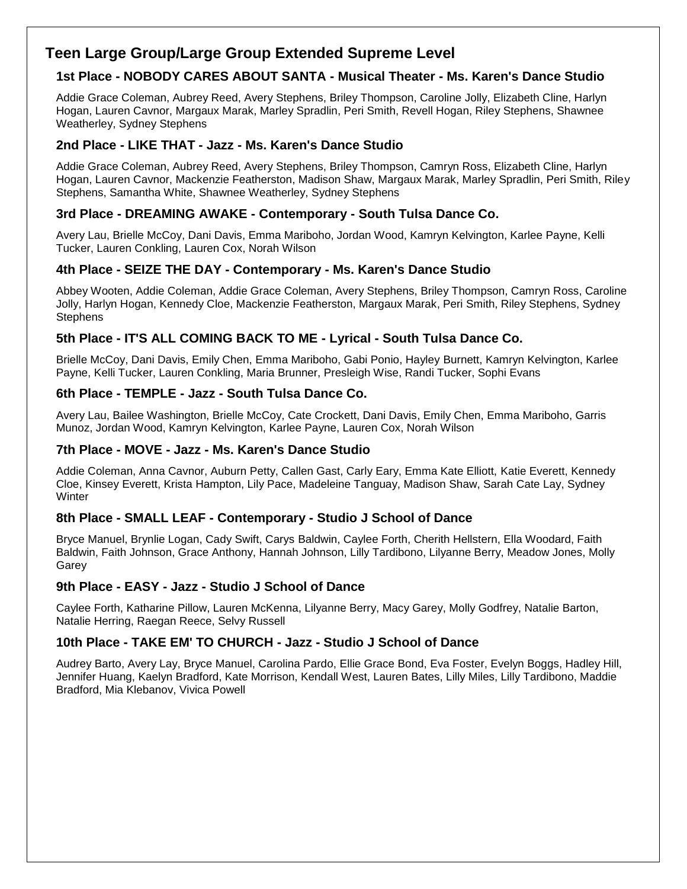## Teen Large Group/Large Group Extended Supreme Level

### 1st Place - NOBODY CARES ABOUT SANTA - Musical Theater - Ms. Karen's Dance Studio

Addie Grace Coleman, Aubrey Reed, Avery Stephens, Briley Thompson, Caroline Jolly, Elizabeth Cline, Harlyn Hogan, Lauren Cavnor, Margaux Marak, Marley Spradlin, Peri Smith, Revell Hogan, Riley Stephens, Shawnee Weatherley, Sydney Stephens

### 2nd Place - LIKE THAT - Jazz - Ms. Karen's Dance Studio

Addie Grace Coleman, Aubrey Reed, Avery Stephens, Briley Thompson, Camryn Ross, Elizabeth Cline, Harlyn Hogan, Lauren Cavnor, Mackenzie Featherston, Madison Shaw, Margaux Marak, Marley Spradlin, Peri Smith, Riley Stephens, Samantha White, Shawnee Weatherley, Sydney Stephens

### 3rd Place - DREAMING AWAKE - Contemporary - South Tulsa Dance Co.

Avery Lau, Brielle McCoy, Dani Davis, Emma Mariboho, Jordan Wood, Kamryn Kelvington, Karlee Payne, Kelli Tucker, Lauren Conkling, Lauren Cox, Norah Wilson

### 4th Place - SEIZE THE DAY - Contemporary - Ms. Karen's Dance Studio

Abbey Wooten, Addie Coleman, Addie Grace Coleman, Avery Stephens, Briley Thompson, Camryn Ross, Caroline Jolly, Harlyn Hogan, Kennedy Cloe, Mackenzie Featherston, Margaux Marak, Peri Smith, Riley Stephens, Sydney Stephens

### 5th Place - IT'S ALL COMING BACK TO ME - Lyrical - South Tulsa Dance Co.

Brielle McCoy, Dani Davis, Emily Chen, Emma Mariboho, Gabi Ponio, Hayley Burnett, Kamryn Kelvington, Karlee Payne, Kelli Tucker, Lauren Conkling, Maria Brunner, Presleigh Wise, Randi Tucker, Sophi Evans

### 6th Place - TEMPLE - Jazz - South Tulsa Dance Co.

Avery Lau, Bailee Washington, Brielle McCoy, Cate Crockett, Dani Davis, Emily Chen, Emma Mariboho, Garris Munoz, Jordan Wood, Kamryn Kelvington, Karlee Payne, Lauren Cox, Norah Wilson

### 7th Place - MOVE - Jazz - Ms. Karen's Dance Studio

Addie Coleman, Anna Cavnor, Auburn Petty, Callen Gast, Carly Eary, Emma Kate Elliott, Katie Everett, Kennedy Cloe, Kinsey Everett, Krista Hampton, Lily Pace, Madeleine Tanguay, Madison Shaw, Sarah Cate Lay, Sydney Winter

### 8th Place - SMALL LEAF - Contemporary - Studio J School of Dance

Bryce Manuel, Brynlie Logan, Cady Swift, Carys Baldwin, Caylee Forth, Cherith Hellstern, Ella Woodard, Faith Baldwin, Faith Johnson, Grace Anthony, Hannah Johnson, Lilly Tardibono, Lilyanne Berry, Meadow Jones, Molly Garey

### 9th Place - EASY - Jazz - Studio J School of Dance

Caylee Forth, Katharine Pillow, Lauren McKenna, Lilyanne Berry, Macy Garey, Molly Godfrey, Natalie Barton, Natalie Herring, Raegan Reece, Selvy Russell

### 10th Place - TAKE EM' TO CHURCH - Jazz - Studio J School of Dance

Audrey Barto, Avery Lay, Bryce Manuel, Carolina Pardo, Ellie Grace Bond, Eva Foster, Evelyn Boggs, Hadley Hill, Jennifer Huang, Kaelyn Bradford, Kate Morrison, Kendall West, Lauren Bates, Lilly Miles, Lilly Tardibono, Maddie Bradford, Mia Klebanov, Vivica Powell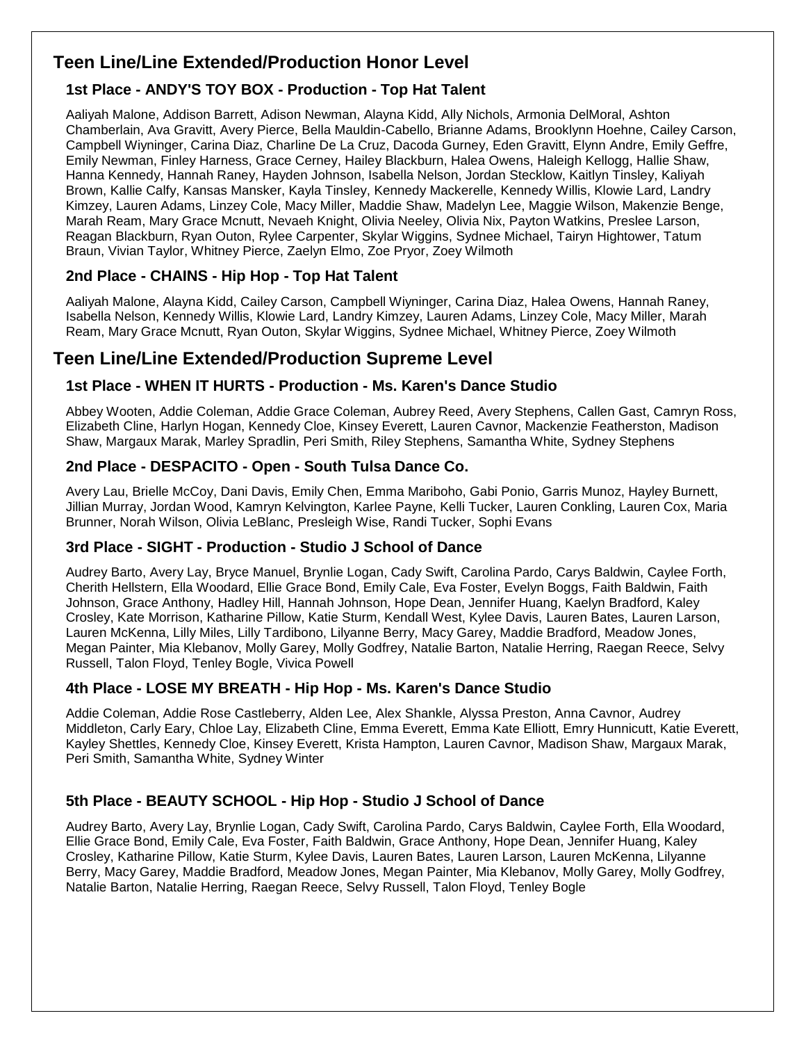## Teen Line/Line Extended/Production Honor Level

### 1st Place - ANDY'S TOY BOX - Production - Top Hat Talent

Aaliyah Malone, Addison Barrett, Adison Newman, Alayna Kidd, Ally Nichols, Armonia DelMoral, Ashton Chamberlain, Ava Gravitt, Avery Pierce, Bella Mauldin-Cabello, Brianne Adams, Brooklynn Hoehne, Cailey Carson, Campbell Wiyninger, Carina Diaz, Charline De La Cruz, Dacoda Gurney, Eden Gravitt, Elynn Andre, Emily Geffre, Emily Newman, Finley Harness, Grace Cerney, Hailey Blackburn, Halea Owens, Haleigh Kellogg, Hallie Shaw, Hanna Kennedy, Hannah Raney, Hayden Johnson, Isabella Nelson, Jordan Stecklow, Kaitlyn Tinsley, Kaliyah Brown, Kallie Calfy, Kansas Mansker, Kayla Tinsley, Kennedy Mackerelle, Kennedy Willis, Klowie Lard, Landry Kimzey, Lauren Adams, Linzey Cole, Macy Miller, Maddie Shaw, Madelyn Lee, Maggie Wilson, Makenzie Benge, Marah Ream, Mary Grace Mcnutt, Nevaeh Knight, Olivia Neeley, Olivia Nix, Payton Watkins, Preslee Larson, Reagan Blackburn, Ryan Outon, Rylee Carpenter, Skylar Wiggins, Sydnee Michael, Tairyn Hightower, Tatum Braun, Vivian Taylor, Whitney Pierce, Zaelyn Elmo, Zoe Pryor, Zoey Wilmoth

### 2nd Place - CHAINS - Hip Hop - Top Hat Talent

Aaliyah Malone, Alayna Kidd, Cailey Carson, Campbell Wiyninger, Carina Diaz, Halea Owens, Hannah Raney, Isabella Nelson, Kennedy Willis, Klowie Lard, Landry Kimzey, Lauren Adams, Linzey Cole, Macy Miller, Marah Ream, Mary Grace Mcnutt, Ryan Outon, Skylar Wiggins, Sydnee Michael, Whitney Pierce, Zoey Wilmoth

## Teen Line/Line Extended/Production Supreme Level

### 1st Place - WHEN IT HURTS - Production - Ms. Karen's Dance Studio

Abbey Wooten, Addie Coleman, Addie Grace Coleman, Aubrey Reed, Avery Stephens, Callen Gast, Camryn Ross, Elizabeth Cline, Harlyn Hogan, Kennedy Cloe, Kinsey Everett, Lauren Cavnor, Mackenzie Featherston, Madison Shaw, Margaux Marak, Marley Spradlin, Peri Smith, Riley Stephens, Samantha White, Sydney Stephens

### 2nd Place - DESPACITO - Open - South Tulsa Dance Co.

Avery Lau, Brielle McCoy, Dani Davis, Emily Chen, Emma Mariboho, Gabi Ponio, Garris Munoz, Hayley Burnett, Jillian Murray, Jordan Wood, Kamryn Kelvington, Karlee Payne, Kelli Tucker, Lauren Conkling, Lauren Cox, Maria Brunner, Norah Wilson, Olivia LeBlanc, Presleigh Wise, Randi Tucker, Sophi Evans

### 3rd Place - SIGHT - Production - Studio J School of Dance

Audrey Barto, Avery Lay, Bryce Manuel, Brynlie Logan, Cady Swift, Carolina Pardo, Carys Baldwin, Caylee Forth, Cherith Hellstern, Ella Woodard, Ellie Grace Bond, Emily Cale, Eva Foster, Evelyn Boggs, Faith Baldwin, Faith Johnson, Grace Anthony, Hadley Hill, Hannah Johnson, Hope Dean, Jennifer Huang, Kaelyn Bradford, Kaley Crosley, Kate Morrison, Katharine Pillow, Katie Sturm, Kendall West, Kylee Davis, Lauren Bates, Lauren Larson, Lauren McKenna, Lilly Miles, Lilly Tardibono, Lilyanne Berry, Macy Garey, Maddie Bradford, Meadow Jones, Megan Painter, Mia Klebanov, Molly Garey, Molly Godfrey, Natalie Barton, Natalie Herring, Raegan Reece, Selvy Russell, Talon Floyd, Tenley Bogle, Vivica Powell

### 4th Place - LOSE MY BREATH - Hip Hop - Ms. Karen's Dance Studio

Addie Coleman, Addie Rose Castleberry, Alden Lee, Alex Shankle, Alyssa Preston, Anna Cavnor, Audrey Middleton, Carly Eary, Chloe Lay, Elizabeth Cline, Emma Everett, Emma Kate Elliott, Emry Hunnicutt, Katie Everett, Kayley Shettles, Kennedy Cloe, Kinsey Everett, Krista Hampton, Lauren Cavnor, Madison Shaw, Margaux Marak, Peri Smith, Samantha White, Sydney Winter

### 5th Place - BEAUTY SCHOOL - Hip Hop - Studio J School of Dance

Audrey Barto, Avery Lay, Brynlie Logan, Cady Swift, Carolina Pardo, Carys Baldwin, Caylee Forth, Ella Woodard, Ellie Grace Bond, Emily Cale, Eva Foster, Faith Baldwin, Grace Anthony, Hope Dean, Jennifer Huang, Kaley Crosley, Katharine Pillow, Katie Sturm, Kylee Davis, Lauren Bates, Lauren Larson, Lauren McKenna, Lilyanne Berry, Macy Garey, Maddie Bradford, Meadow Jones, Megan Painter, Mia Klebanov, Molly Garey, Molly Godfrey, Natalie Barton, Natalie Herring, Raegan Reece, Selvy Russell, Talon Floyd, Tenley Bogle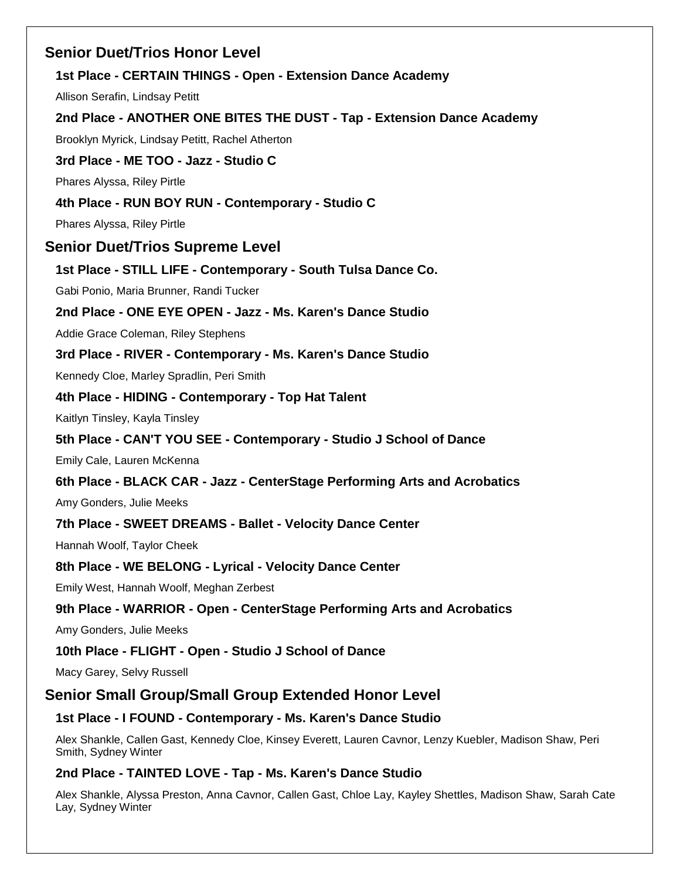## Senior Duet/Trios Honor Level

**1st Place - CERTAIN THINGS - Open - Extension Dance Academy**

Allison Serafin, Lindsay Petitt

**2nd Place - ANOTHER ONE BITES THE DUST - Tap - Extension Dance Academy**

Brooklyn Myrick, Lindsay Petitt, Rachel Atherton

**3rd Place - ME TOO - Jazz - Studio C**

Phares Alyssa, Riley Pirtle

**4th Place - RUN BOY RUN - Contemporary - Studio C**

Phares Alyssa, Riley Pirtle

## Senior Duet/Trios Supreme Level

**1st Place - STILL LIFE - Contemporary - South Tulsa Dance Co.**

Gabi Ponio, Maria Brunner, Randi Tucker

**2nd Place - ONE EYE OPEN - Jazz - Ms. Karen's Dance Studio**

Addie Grace Coleman, Riley Stephens

**3rd Place - RIVER - Contemporary - Ms. Karen's Dance Studio**

Kennedy Cloe, Marley Spradlin, Peri Smith

**4th Place - HIDING - Contemporary - Top Hat Talent**

Kaitlyn Tinsley, Kayla Tinsley

**5th Place - CAN'T YOU SEE - Contemporary - Studio J School of Dance**

Emily Cale, Lauren McKenna

**6th Place - BLACK CAR - Jazz - CenterStage Performing Arts and Acrobatics**

Amy Gonders, Julie Meeks

**7th Place - SWEET DREAMS - Ballet - Velocity Dance Center**

Hannah Woolf, Taylor Cheek

**8th Place - WE BELONG - Lyrical - Velocity Dance Center**

Emily West, Hannah Woolf, Meghan Zerbest

**9th Place - WARRIOR - Open - CenterStage Performing Arts and Acrobatics**

Amy Gonders, Julie Meeks

**10th Place - FLIGHT - Open - Studio J School of Dance**

Macy Garey, Selvy Russell

## Senior Small Group/Small Group Extended Honor Level

**1st Place - I FOUND - Contemporary - Ms. Karen's Dance Studio**

Alex Shankle, Callen Gast, Kennedy Cloe, Kinsey Everett, Lauren Cavnor, Lenzy Kuebler, Madison Shaw, Peri Smith, Sydney Winter

**2nd Place - TAINTED LOVE - Tap - Ms. Karen's Dance Studio**

Alex Shankle, Alyssa Preston, Anna Cavnor, Callen Gast, Chloe Lay, Kayley Shettles, Madison Shaw, Sarah Cate Lay, Sydney Winter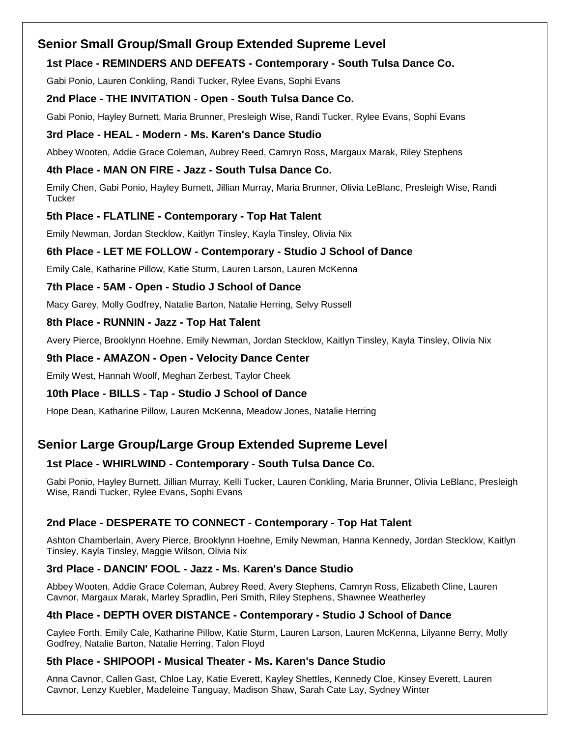## Senior Small Group/Small Group Extended Supreme Level

### 1st Place - REMINDERS AND DEFEATS - Contemporary - South Tulsa Dance Co.

Gabi Ponio, Lauren Conkling, Randi Tucker, Rylee Evans, Sophi Evans

### 2nd Place - THE INVITATION - Open - South Tulsa Dance Co.

Gabi Ponio, Hayley Burnett, Maria Brunner, Presleigh Wise, Randi Tucker, Rylee Evans, Sophi Evans

### 3rd Place - HEAL - Modern - Ms. Karen's Dance Studio

Abbey Wooten, Addie Grace Coleman, Aubrey Reed, Camryn Ross, Margaux Marak, Riley Stephens

### 4th Place - MAN ON FIRE - Jazz - South Tulsa Dance Co.

Emily Chen, Gabi Ponio, Hayley Burnett, Jillian Murray, Maria Brunner, Olivia LeBlanc, Presleigh Wise, Randi Tucker

### 5th Place - FLATLINE - Contemporary - Top Hat Talent

Emily Newman, Jordan Stecklow, Kaitlyn Tinsley, Kayla Tinsley, Olivia Nix

### 6th Place - LET ME FOLLOW - Contemporary - Studio J School of Dance

Emily Cale, Katharine Pillow, Katie Sturm, Lauren Larson, Lauren McKenna

### 7th Place - 5AM - Open - Studio J School of Dance

Macy Garey, Molly Godfrey, Natalie Barton, Natalie Herring, Selvy Russell

### 8th Place - RUNNIN - Jazz - Top Hat Talent

Avery Pierce, Brooklynn Hoehne, Emily Newman, Jordan Stecklow, Kaitlyn Tinsley, Kayla Tinsley, Olivia Nix

### 9th Place - AMAZON - Open - Velocity Dance Center

Emily West, Hannah Woolf, Meghan Zerbest, Taylor Cheek

### 10th Place - BILLS - Tap - Studio J School of Dance

Hope Dean, Katharine Pillow, Lauren McKenna, Meadow Jones, Natalie Herring

## Senior Large Group/Large Group Extended Supreme Level

### 1st Place - WHIRLWIND - Contemporary - South Tulsa Dance Co.

Gabi Ponio, Hayley Burnett, Jillian Murray, Kelli Tucker, Lauren Conkling, Maria Brunner, Olivia LeBlanc, Presleigh Wise, Randi Tucker, Rylee Evans, Sophi Evans

### 2nd Place - DESPERATE TO CONNECT - Contemporary - Top Hat Talent

Ashton Chamberlain, Avery Pierce, Brooklynn Hoehne, Emily Newman, Hanna Kennedy, Jordan Stecklow, Kaitlyn Tinsley, Kayla Tinsley, Maggie Wilson, Olivia Nix

### 3rd Place - DANCIN' FOOL - Jazz - Ms. Karen's Dance Studio

Abbey Wooten, Addie Grace Coleman, Aubrey Reed, Avery Stephens, Camryn Ross, Elizabeth Cline, Lauren Cavnor, Margaux Marak, Marley Spradlin, Peri Smith, Riley Stephens, Shawnee Weatherley

### 4th Place - DEPTH OVER DISTANCE - Contemporary - Studio J School of Dance

Caylee Forth, Emily Cale, Katharine Pillow, Katie Sturm, Lauren Larson, Lauren McKenna, Lilyanne Berry, Molly Godfrey, Natalie Barton, Natalie Herring, Talon Floyd

### 5th Place - SHIPOOPI - Musical Theater - Ms. Karen's Dance Studio

Anna Cavnor, Callen Gast, Chloe Lay, Katie Everett, Kayley Shettles, Kennedy Cloe, Kinsey Everett, Lauren Cavnor, Lenzy Kuebler, Madeleine Tanguay, Madison Shaw, Sarah Cate Lay, Sydney Winter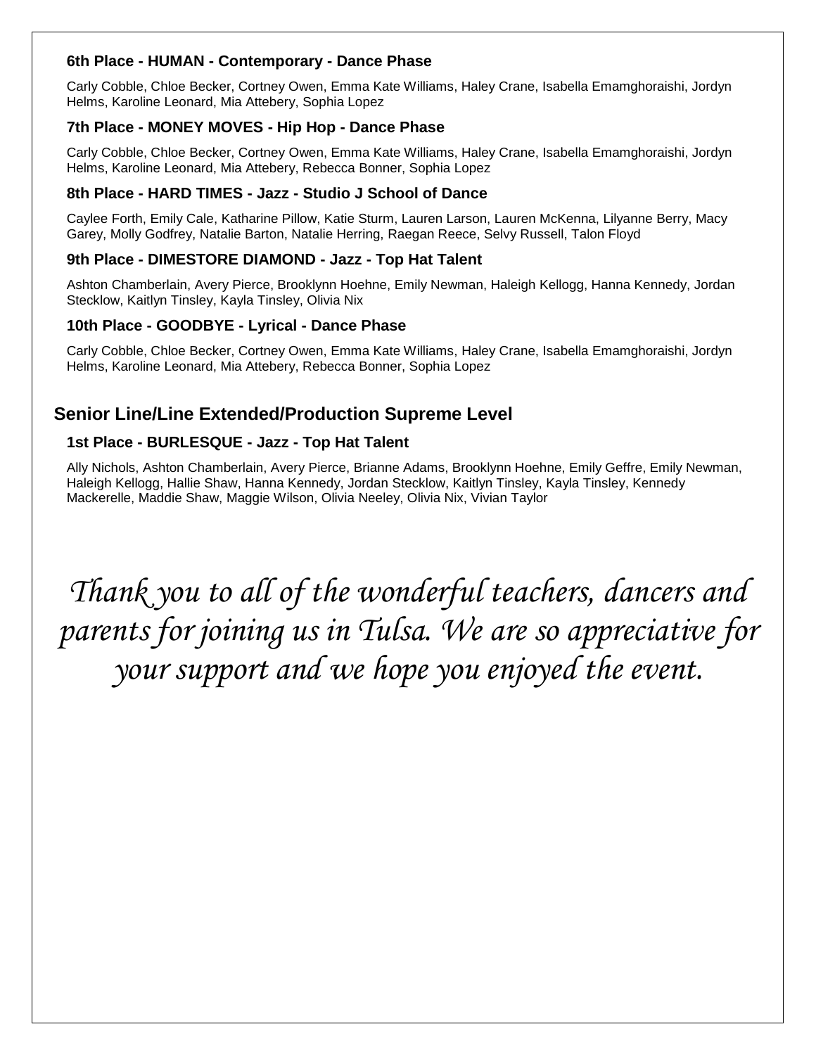### 6th Place - HUMAN - Contemporary - Dance Phase

Carly Cobble, Chloe Becker, Cortney Owen, Emma Kate Williams, Haley Crane, Isabella Emamghoraishi, Jordyn Helms, Karoline Leonard, Mia Attebery, Sophia Lopez

### 7th Place - MONEY MOVES - Hip Hop - Dance Phase

Carly Cobble, Chloe Becker, Cortney Owen, Emma Kate Williams, Haley Crane, Isabella Emamghoraishi, Jordyn Helms, Karoline Leonard, Mia Attebery, Rebecca Bonner, Sophia Lopez

### 8th Place - HARD TIMES - Jazz - Studio J School of Dance

Caylee Forth, Emily Cale, Katharine Pillow, Katie Sturm, Lauren Larson, Lauren McKenna, Lilyanne Berry, Macy Garey, Molly Godfrey, Natalie Barton, Natalie Herring, Raegan Reece, Selvy Russell, Talon Floyd

### 9th Place - DIMESTORE DIAMOND - Jazz - Top Hat Talent

Ashton Chamberlain, Avery Pierce, Brooklynn Hoehne, Emily Newman, Haleigh Kellogg, Hanna Kennedy, Jordan Stecklow, Kaitlyn Tinsley, Kayla Tinsley, Olivia Nix

### 10th Place - GOODBYE - Lyrical - Dance Phase

Carly Cobble, Chloe Becker, Cortney Owen, Emma Kate Williams, Haley Crane, Isabella Emamghoraishi, Jordyn Helms, Karoline Leonard, Mia Attebery, Rebecca Bonner, Sophia Lopez

## Senior Line/Line Extended/Production Supreme Level

### 1st Place - BURLESQUE - Jazz - Top Hat Talent

Ally Nichols, Ashton Chamberlain, Avery Pierce, Brianne Adams, Brooklynn Hoehne, Emily Geffre, Emily Newman, Haleigh Kellogg, Hallie Shaw, Hanna Kennedy, Jordan Stecklow, Kaitlyn Tinsley, Kayla Tinsley, Kennedy Mackerelle, Maddie Shaw, Maggie Wilson, Olivia Neeley, Olivia Nix, Vivian Taylor

*Thank you to all of the wonderful teachers, dancers and parents for joining us in Tulsa. We are so appreciative for your support and we hope you enjoyed the event.*